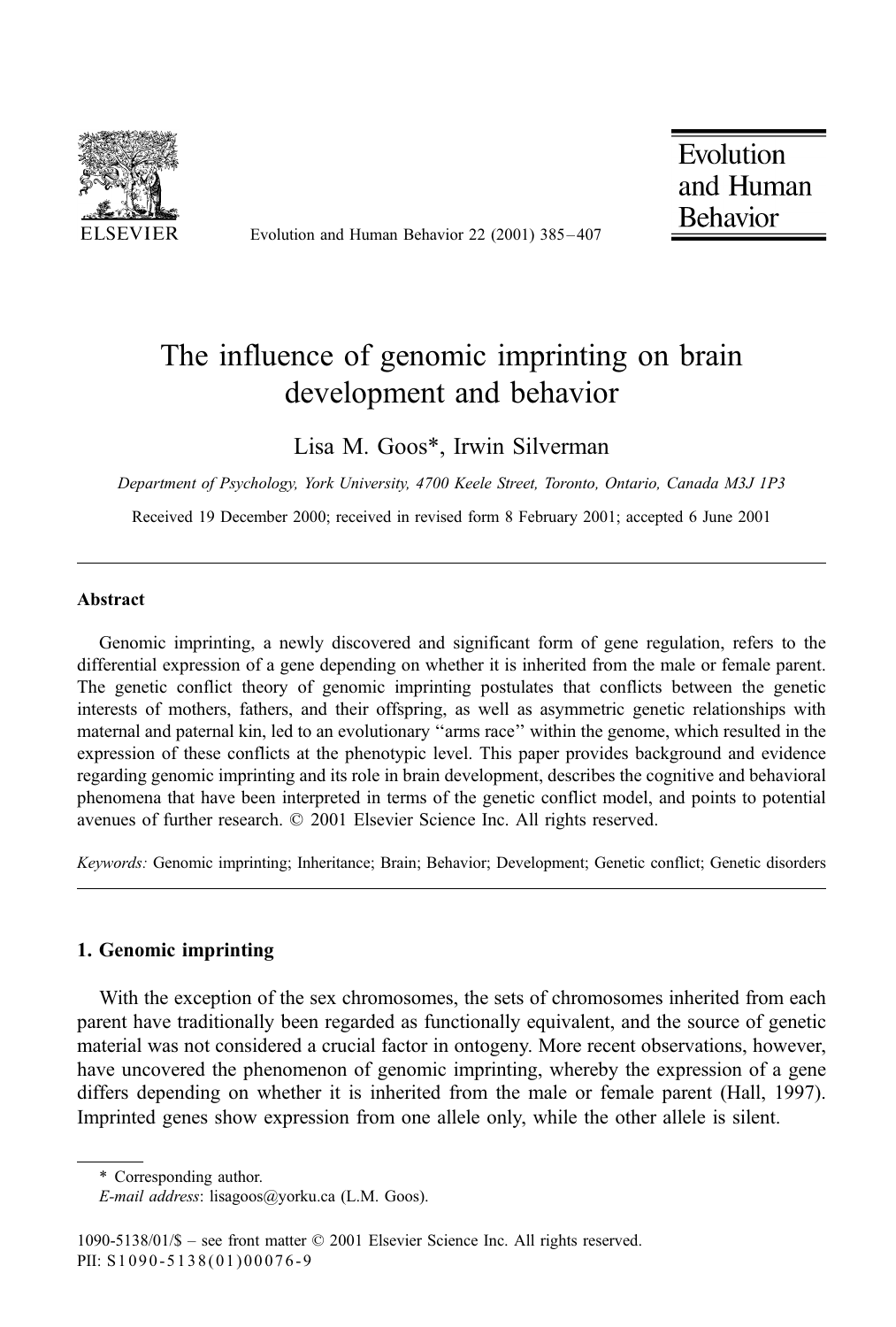# The influence of genomic imprinting on brain development and behavior

Lisa M. Goos*, Irwin Silverman

*Department of Psychology, York University, 4700 Keele Street, Toronto, Ontario, Canada M3J 1P3*

Received 19 December 2000; received in revised form 8 February 2001; accepted 6 June 2001

---

## Abstract

Genomic imprinting, a newly discovered and significant form of gene regulation, refers to the differential expression of a gene depending on whether it is inherited from the male or female parent. The genetic conflict theory of genomic imprinting postulates that conflicts between the genetic interests of mothers, fathers, and their offspring, as well as asymmetric genetic relationships with maternal and paternal kin, led to an evolutionary "arms race" within the genome, which resulted in the expression of these conflicts at the phenotypic level. This paper provides background and evidence regarding genomic imprinting and its role in brain development, describes the cognitive and behavioral phenomena that have been interpreted in terms of the genetic conflict model, and points to potential avenues of further research. © 2001 Elsevier Science Inc. All rights reserved.

*Keywords:* Genomic imprinting; Inheritance; Brain; Behavior; Development; Genetic conflict; Genetic disorders

---

## 1. Genomic imprinting

With the exception of the sex chromosomes, the sets of chromosomes inherited from each parent have traditionally been regarded as functionally equivalent, and the source of genetic material was not considered a crucial factor in ontogeny. More recent observations, however, have uncovered the phenomenon of genomic imprinting, whereby the expression of a gene differs depending on whether it is inherited from the male or female parent (Hall, 1997). Imprinted genes show expression from one allele only, while the other allele is silent.

---

\* Corresponding author.

*E-mail address*: lisagoos@yorku.ca (L.M. Goos).

1090-5138/01/$ – see front matter © 2001 Elsevier Science Inc. All rights reserved.
PII: S1090-5138(01)00076-9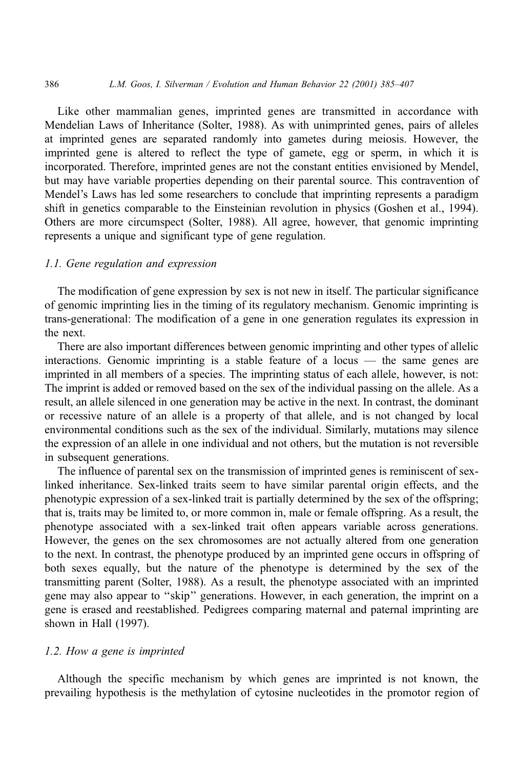Like other mammalian genes, imprinted genes are transmitted in accordance with Mendelian Laws of Inheritance (Solter, 1988). As with unimprinted genes, pairs of alleles at imprinted genes are separated randomly into gametes during meiosis. However, the imprinted gene is altered to reflect the type of gamete, egg or sperm, in which it is incorporated. Therefore, imprinted genes are not the constant entities envisioned by Mendel, but may have variable properties depending on their parental source. This contravention of Mendel's Laws has led some researchers to conclude that imprinting represents a paradigm shift in genetics comparable to the Einsteinian revolution in physics (Goshen et al., 1994). Others are more circumspect (Solter, 1988). All agree, however, that genomic imprinting represents a unique and significant type of gene regulation.

### *1.1. Gene regulation and expression*

The modification of gene expression by sex is not new in itself. The particular significance of genomic imprinting lies in the timing of its regulatory mechanism. Genomic imprinting is trans-generational: The modification of a gene in one generation regulates its expression in the next.

There are also important differences between genomic imprinting and other types of allelic interactions. Genomic imprinting is a stable feature of a locus — the same genes are imprinted in all members of a species. The imprinting status of each allele, however, is not: The imprint is added or removed based on the sex of the individual passing on the allele. As a result, an allele silenced in one generation may be active in the next. In contrast, the dominant or recessive nature of an allele is a property of that allele, and is not changed by local environmental conditions such as the sex of the individual. Similarly, mutations may silence the expression of an allele in one individual and not others, but the mutation is not reversible in subsequent generations.

The influence of parental sex on the transmission of imprinted genes is reminiscent of sex-linked inheritance. Sex-linked traits seem to have similar parental origin effects, and the phenotypic expression of a sex-linked trait is partially determined by the sex of the offspring; that is, traits may be limited to, or more common in, male or female offspring. As a result, the phenotype associated with a sex-linked trait often appears variable across generations. However, the genes on the sex chromosomes are not actually altered from one generation to the next. In contrast, the phenotype produced by an imprinted gene occurs in offspring of both sexes equally, but the nature of the phenotype is determined by the sex of the transmitting parent (Solter, 1988). As a result, the phenotype associated with an imprinted gene may also appear to "skip" generations. However, in each generation, the imprint on a gene is erased and reestablished. Pedigrees comparing maternal and paternal imprinting are shown in Hall (1997).

### *1.2. How a gene is imprinted*

Although the specific mechanism by which genes are imprinted is not known, the prevailing hypothesis is the methylation of cytosine nucleotides in the promotor region of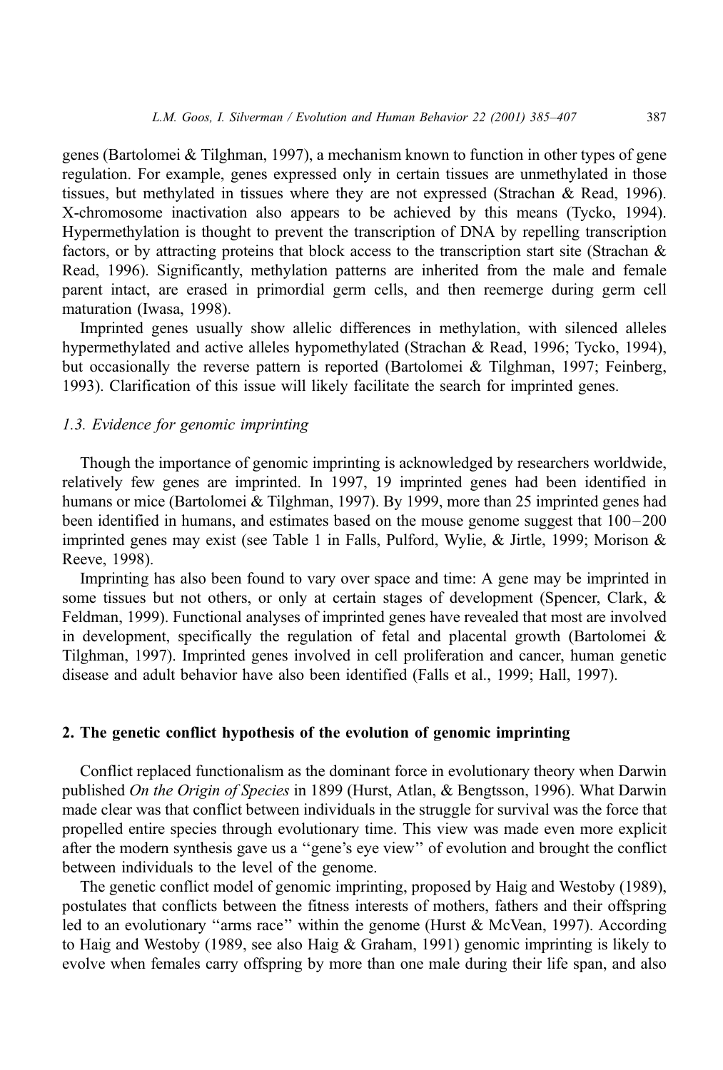genes (Bartolomei & Tilghman, 1997), a mechanism known to function in other types of gene regulation. For example, genes expressed only in certain tissues are unmethylated in those tissues, but methylated in tissues where they are not expressed (Strachan & Read, 1996). X-chromosome inactivation also appears to be achieved by this means (Tycko, 1994). Hypermethylation is thought to prevent the transcription of DNA by repelling transcription factors, or by attracting proteins that block access to the transcription start site (Strachan & Read, 1996). Significantly, methylation patterns are inherited from the male and female parent intact, are erased in primordial germ cells, and then reemerge during germ cell maturation (Iwasa, 1998).

Imprinted genes usually show allelic differences in methylation, with silenced alleles hypermethylated and active alleles hypomethylated (Strachan & Read, 1996; Tycko, 1994), but occasionally the reverse pattern is reported (Bartolomei & Tilghman, 1997; Feinberg, 1993). Clarification of this issue will likely facilitate the search for imprinted genes.

### *1.3. Evidence for genomic imprinting*

Though the importance of genomic imprinting is acknowledged by researchers worldwide, relatively few genes are imprinted. In 1997, 19 imprinted genes had been identified in humans or mice (Bartolomei & Tilghman, 1997). By 1999, more than 25 imprinted genes had been identified in humans, and estimates based on the mouse genome suggest that 100–200 imprinted genes may exist (see Table 1 in Falls, Pulford, Wylie, & Jirtle, 1999; Morison & Reeve, 1998).

Imprinting has also been found to vary over space and time: A gene may be imprinted in some tissues but not others, or only at certain stages of development (Spencer, Clark, & Feldman, 1999). Functional analyses of imprinted genes have revealed that most are involved in development, specifically the regulation of fetal and placental growth (Bartolomei & Tilghman, 1997). Imprinted genes involved in cell proliferation and cancer, human genetic disease and adult behavior have also been identified (Falls et al., 1999; Hall, 1997).

## 2. The genetic conflict hypothesis of the evolution of genomic imprinting

Conflict replaced functionalism as the dominant force in evolutionary theory when Darwin published *On the Origin of Species* in 1899 (Hurst, Atlan, & Bengtsson, 1996). What Darwin made clear was that conflict between individuals in the struggle for survival was the force that propelled entire species through evolutionary time. This view was made even more explicit after the modern synthesis gave us a "gene's eye view" of evolution and brought the conflict between individuals to the level of the genome.

The genetic conflict model of genomic imprinting, proposed by Haig and Westoby (1989), postulates that conflicts between the fitness interests of mothers, fathers and their offspring led to an evolutionary "arms race" within the genome (Hurst & McVean, 1997). According to Haig and Westoby (1989, see also Haig & Graham, 1991) genomic imprinting is likely to evolve when females carry offspring by more than one male during their life span, and also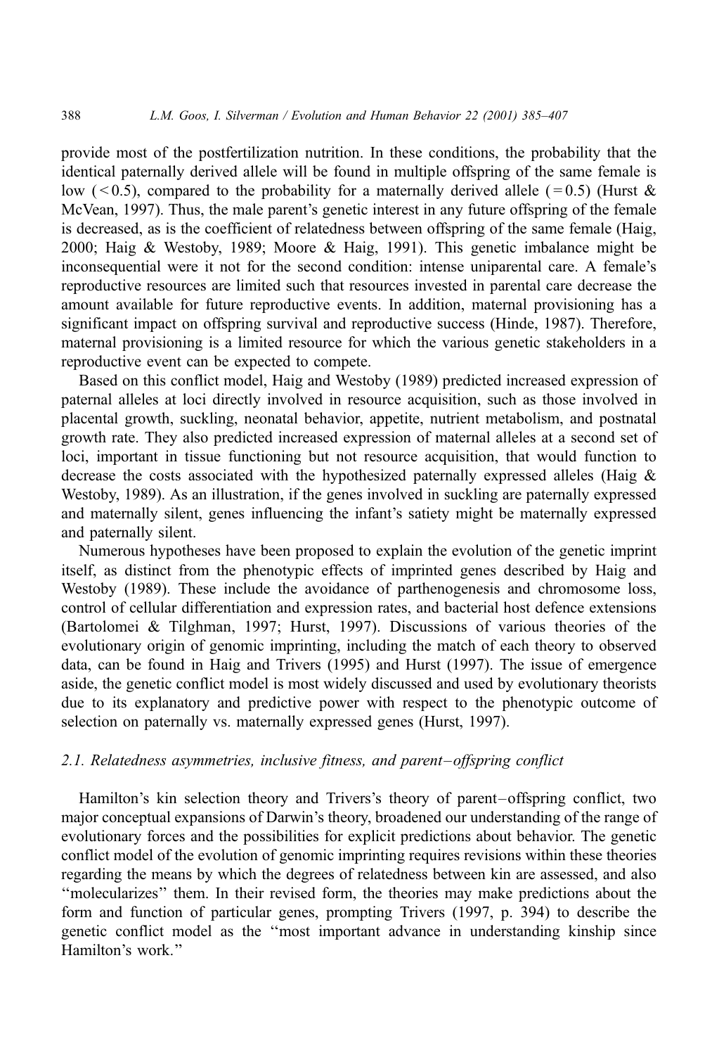provide most of the postfertilization nutrition. In these conditions, the probability that the identical paternally derived allele will be found in multiple offspring of the same female is low ($<0.5$), compared to the probability for a maternally derived allele ($=0.5$) (Hurst & McVean, 1997). Thus, the male parent's genetic interest in any future offspring of the female is decreased, as is the coefficient of relatedness between offspring of the same female (Haig, 2000; Haig & Westoby, 1989; Moore & Haig, 1991). This genetic imbalance might be inconsequential were it not for the second condition: intense uniparental care. A female's reproductive resources are limited such that resources invested in parental care decrease the amount available for future reproductive events. In addition, maternal provisioning has a significant impact on offspring survival and reproductive success (Hinde, 1987). Therefore, maternal provisioning is a limited resource for which the various genetic stakeholders in a reproductive event can be expected to compete.

Based on this conflict model, Haig and Westoby (1989) predicted increased expression of paternal alleles at loci directly involved in resource acquisition, such as those involved in placental growth, suckling, neonatal behavior, appetite, nutrient metabolism, and postnatal growth rate. They also predicted increased expression of maternal alleles at a second set of loci, important in tissue functioning but not resource acquisition, that would function to decrease the costs associated with the hypothesized paternally expressed alleles (Haig & Westoby, 1989). As an illustration, if the genes involved in suckling are paternally expressed and maternally silent, genes influencing the infant's satiety might be maternally expressed and paternally silent.

Numerous hypotheses have been proposed to explain the evolution of the genetic imprint itself, as distinct from the phenotypic effects of imprinted genes described by Haig and Westoby (1989). These include the avoidance of parthenogenesis and chromosome loss, control of cellular differentiation and expression rates, and bacterial host defence extensions (Bartolomei & Tilghman, 1997; Hurst, 1997). Discussions of various theories of the evolutionary origin of genomic imprinting, including the match of each theory to observed data, can be found in Haig and Trivers (1995) and Hurst (1997). The issue of emergence aside, the genetic conflict model is most widely discussed and used by evolutionary theorists due to its explanatory and predictive power with respect to the phenotypic outcome of selection on paternally vs. maternally expressed genes (Hurst, 1997).

### *2.1. Relatedness asymmetries, inclusive fitness, and parent–offspring conflict*

Hamilton's kin selection theory and Trivers's theory of parent–offspring conflict, two major conceptual expansions of Darwin's theory, broadened our understanding of the range of evolutionary forces and the possibilities for explicit predictions about behavior. The genetic conflict model of the evolution of genomic imprinting requires revisions within these theories regarding the means by which the degrees of relatedness between kin are assessed, and also "molecularizes" them. In their revised form, the theories may make predictions about the form and function of particular genes, prompting Trivers (1997, p. 394) to describe the genetic conflict model as the "most important advance in understanding kinship since Hamilton's work."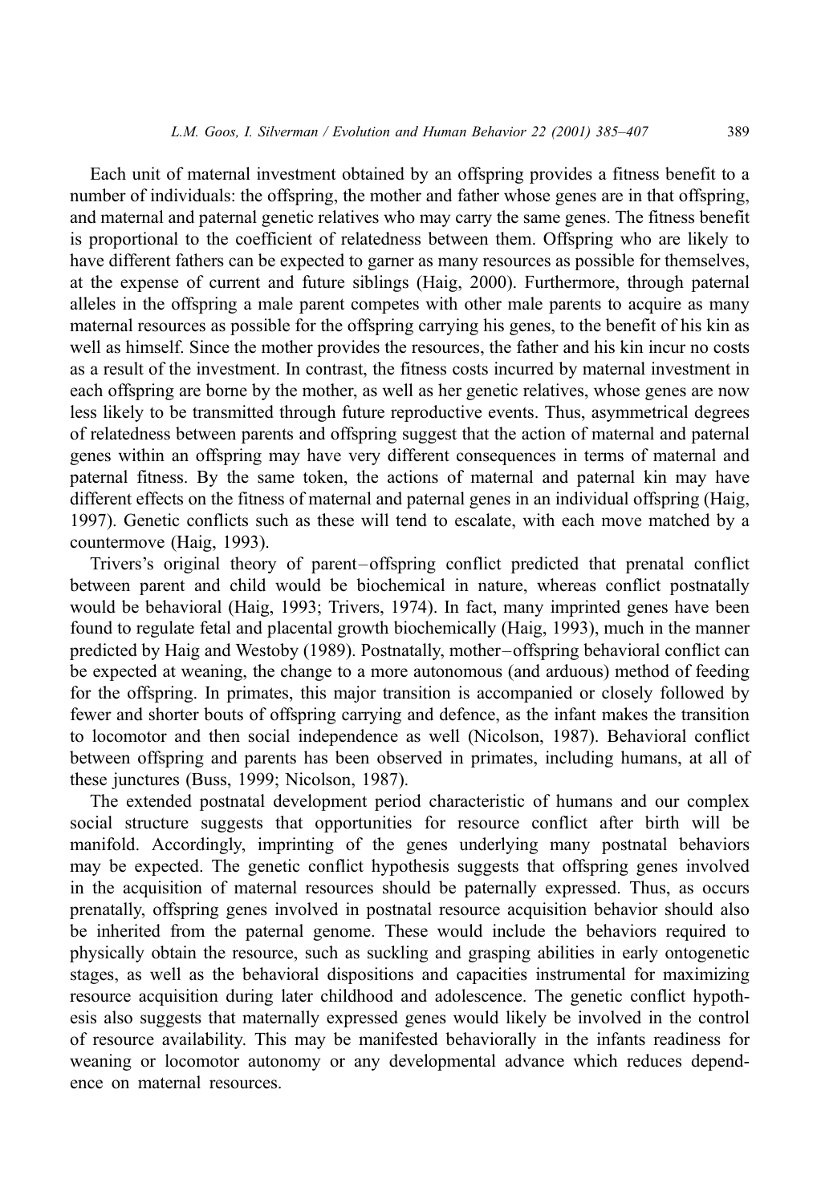Each unit of maternal investment obtained by an offspring provides a fitness benefit to a number of individuals: the offspring, the mother and father whose genes are in that offspring, and maternal and paternal genetic relatives who may carry the same genes. The fitness benefit is proportional to the coefficient of relatedness between them. Offspring who are likely to have different fathers can be expected to garner as many resources as possible for themselves, at the expense of current and future siblings (Haig, 2000). Furthermore, through paternal alleles in the offspring a male parent competes with other male parents to acquire as many maternal resources as possible for the offspring carrying his genes, to the benefit of his kin as well as himself. Since the mother provides the resources, the father and his kin incur no costs as a result of the investment. In contrast, the fitness costs incurred by maternal investment in each offspring are borne by the mother, as well as her genetic relatives, whose genes are now less likely to be transmitted through future reproductive events. Thus, asymmetrical degrees of relatedness between parents and offspring suggest that the action of maternal and paternal genes within an offspring may have very different consequences in terms of maternal and paternal fitness. By the same token, the actions of maternal and paternal kin may have different effects on the fitness of maternal and paternal genes in an individual offspring (Haig, 1997). Genetic conflicts such as these will tend to escalate, with each move matched by a countermove (Haig, 1993).

Trivers's original theory of parent–offspring conflict predicted that prenatal conflict between parent and child would be biochemical in nature, whereas conflict postnatally would be behavioral (Haig, 1993; Trivers, 1974). In fact, many imprinted genes have been found to regulate fetal and placental growth biochemically (Haig, 1993), much in the manner predicted by Haig and Westoby (1989). Postnatally, mother–offspring behavioral conflict can be expected at weaning, the change to a more autonomous (and arduous) method of feeding for the offspring. In primates, this major transition is accompanied or closely followed by fewer and shorter bouts of offspring carrying and defence, as the infant makes the transition to locomotor and then social independence as well (Nicolson, 1987). Behavioral conflict between offspring and parents has been observed in primates, including humans, at all of these junctures (Buss, 1999; Nicolson, 1987).

The extended postnatal development period characteristic of humans and our complex social structure suggests that opportunities for resource conflict after birth will be manifold. Accordingly, imprinting of the genes underlying many postnatal behaviors may be expected. The genetic conflict hypothesis suggests that offspring genes involved in the acquisition of maternal resources should be paternally expressed. Thus, as occurs prenatally, offspring genes involved in postnatal resource acquisition behavior should also be inherited from the paternal genome. These would include the behaviors required to physically obtain the resource, such as suckling and grasping abilities in early ontogenetic stages, as well as the behavioral dispositions and capacities instrumental for maximizing resource acquisition during later childhood and adolescence. The genetic conflict hypothesis also suggests that maternally expressed genes would likely be involved in the control of resource availability. This may be manifested behaviorally in the infants readiness for weaning or locomotor autonomy or any developmental advance which reduces dependence on maternal resources.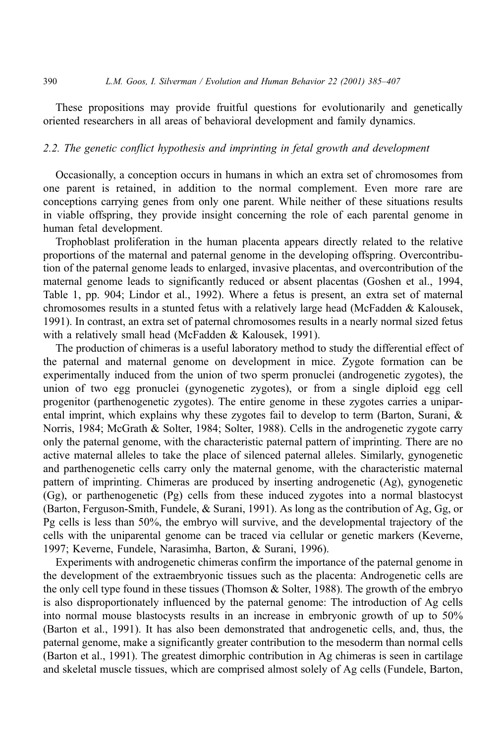These propositions may provide fruitful questions for evolutionarily and genetically oriented researchers in all areas of behavioral development and family dynamics.

### *2.2. The genetic conflict hypothesis and imprinting in fetal growth and development*

Occasionally, a conception occurs in humans in which an extra set of chromosomes from one parent is retained, in addition to the normal complement. Even more rare are conceptions carrying genes from only one parent. While neither of these situations results in viable offspring, they provide insight concerning the role of each parental genome in human fetal development.

Trophoblast proliferation in the human placenta appears directly related to the relative proportions of the maternal and paternal genome in the developing offspring. Overcontribution of the paternal genome leads to enlarged, invasive placentas, and overcontribution of the maternal genome leads to significantly reduced or absent placentas (Goshen et al., 1994, Table 1, pp. 904; Lindor et al., 1992). Where a fetus is present, an extra set of maternal chromosomes results in a stunted fetus with a relatively large head (McFadden & Kalousek, 1991). In contrast, an extra set of paternal chromosomes results in a nearly normal sized fetus with a relatively small head (McFadden & Kalousek, 1991).

The production of chimeras is a useful laboratory method to study the differential effect of the paternal and maternal genome on development in mice. Zygote formation can be experimentally induced from the union of two sperm pronuclei (androgenetic zygotes), the union of two egg pronuclei (gynogenetic zygotes), or from a single diploid egg cell progenitor (parthenogenetic zygotes). The entire genome in these zygotes carries a uniparental imprint, which explains why these zygotes fail to develop to term (Barton, Surani, & Norris, 1984; McGrath & Solter, 1984; Solter, 1988). Cells in the androgenetic zygote carry only the paternal genome, with the characteristic paternal pattern of imprinting. There are no active maternal alleles to take the place of silenced paternal alleles. Similarly, gynogenetic and parthenogenetic cells carry only the maternal genome, with the characteristic maternal pattern of imprinting. Chimeras are produced by inserting androgenetic (Ag), gynogenetic (Gg), or parthenogenetic (Pg) cells from these induced zygotes into a normal blastocyst (Barton, Ferguson-Smith, Fundele, & Surani, 1991). As long as the contribution of Ag, Gg, or Pg cells is less than 50%, the embryo will survive, and the developmental trajectory of the cells with the uniparental genome can be traced via cellular or genetic markers (Keverne, 1997; Keverne, Fundele, Narasimha, Barton, & Surani, 1996).

Experiments with androgenetic chimeras confirm the importance of the paternal genome in the development of the extraembryonic tissues such as the placenta: Androgenetic cells are the only cell type found in these tissues (Thomson & Solter, 1988). The growth of the embryo is also disproportionately influenced by the paternal genome: The introduction of Ag cells into normal mouse blastocysts results in an increase in embryonic growth of up to 50% (Barton et al., 1991). It has also been demonstrated that androgenetic cells, and, thus, the paternal genome, make a significantly greater contribution to the mesoderm than normal cells (Barton et al., 1991). The greatest dimorphic contribution in Ag chimeras is seen in cartilage and skeletal muscle tissues, which are comprised almost solely of Ag cells (Fundele, Barton,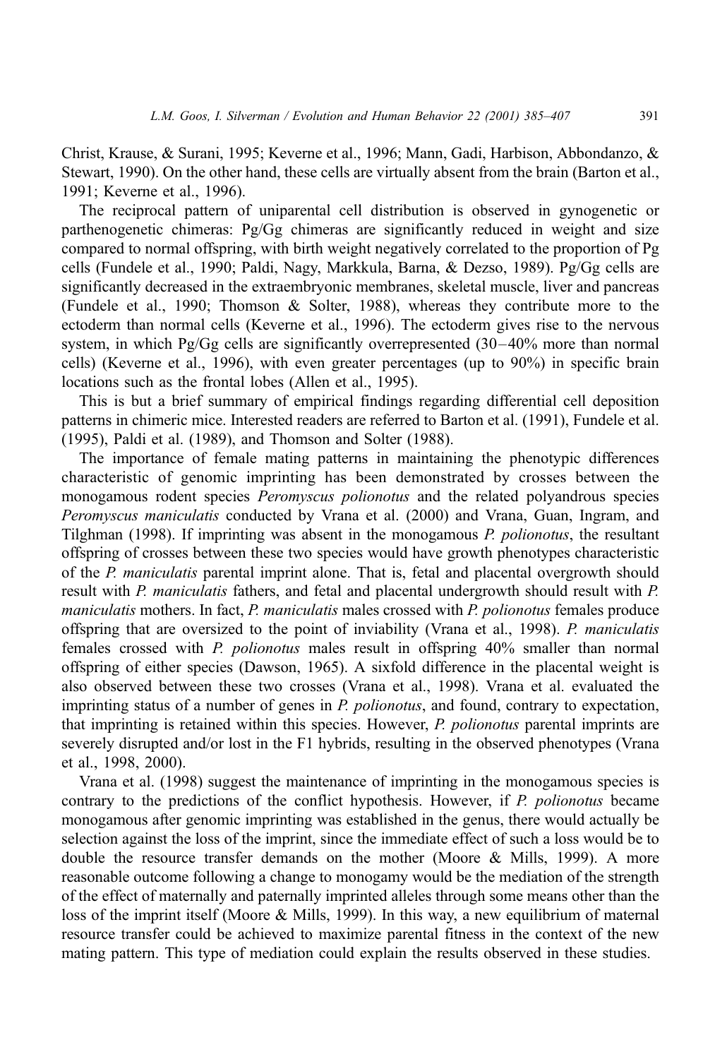Christ, Krause, & Surani, 1995; Keverne et al., 1996; Mann, Gadi, Harbison, Abbondanzo, & Stewart, 1990). On the other hand, these cells are virtually absent from the brain (Barton et al., 1991; Keverne et al., 1996).

The reciprocal pattern of uniparental cell distribution is observed in gynogenetic or parthenogenetic chimeras: Pg/Gg chimeras are significantly reduced in weight and size compared to normal offspring, with birth weight negatively correlated to the proportion of Pg cells (Fundele et al., 1990; Paldi, Nagy, Markkula, Barna, & Dezso, 1989). Pg/Gg cells are significantly decreased in the extraembryonic membranes, skeletal muscle, liver and pancreas (Fundele et al., 1990; Thomson & Solter, 1988), whereas they contribute more to the ectoderm than normal cells (Keverne et al., 1996). The ectoderm gives rise to the nervous system, in which Pg/Gg cells are significantly overrepresented (30–40% more than normal cells) (Keverne et al., 1996), with even greater percentages (up to 90%) in specific brain locations such as the frontal lobes (Allen et al., 1995).

This is but a brief summary of empirical findings regarding differential cell deposition patterns in chimeric mice. Interested readers are referred to Barton et al. (1991), Fundele et al. (1995), Paldi et al. (1989), and Thomson and Solter (1988).

The importance of female mating patterns in maintaining the phenotypic differences characteristic of genomic imprinting has been demonstrated by crosses between the monogamous rodent species *Peromyscus polionotus* and the related polyandrous species *Peromyscus maniculatis* conducted by Vrana et al. (2000) and Vrana, Guan, Ingram, and Tilghman (1998). If imprinting was absent in the monogamous *P. polionotus*, the resultant offspring of crosses between these two species would have growth phenotypes characteristic of the *P. maniculatis* parental imprint alone. That is, fetal and placental overgrowth should result with *P. maniculatis* fathers, and fetal and placental undergrowth should result with *P. maniculatis* mothers. In fact, *P. maniculatis* males crossed with *P. polionotus* females produce offspring that are oversized to the point of inviability (Vrana et al., 1998). *P. maniculatis* females crossed with *P. polionotus* males result in offspring 40% smaller than normal offspring of either species (Dawson, 1965). A sixfold difference in the placental weight is also observed between these two crosses (Vrana et al., 1998). Vrana et al. evaluated the imprinting status of a number of genes in *P. polionotus*, and found, contrary to expectation, that imprinting is retained within this species. However, *P. polionotus* parental imprints are severely disrupted and/or lost in the F1 hybrids, resulting in the observed phenotypes (Vrana et al., 1998, 2000).

Vrana et al. (1998) suggest the maintenance of imprinting in the monogamous species is contrary to the predictions of the conflict hypothesis. However, if *P. polionotus* became monogamous after genomic imprinting was established in the genus, there would actually be selection against the loss of the imprint, since the immediate effect of such a loss would be to double the resource transfer demands on the mother (Moore & Mills, 1999). A more reasonable outcome following a change to monogamy would be the mediation of the strength of the effect of maternally and paternally imprinted alleles through some means other than the loss of the imprint itself (Moore & Mills, 1999). In this way, a new equilibrium of maternal resource transfer could be achieved to maximize parental fitness in the context of the new mating pattern. This type of mediation could explain the results observed in these studies.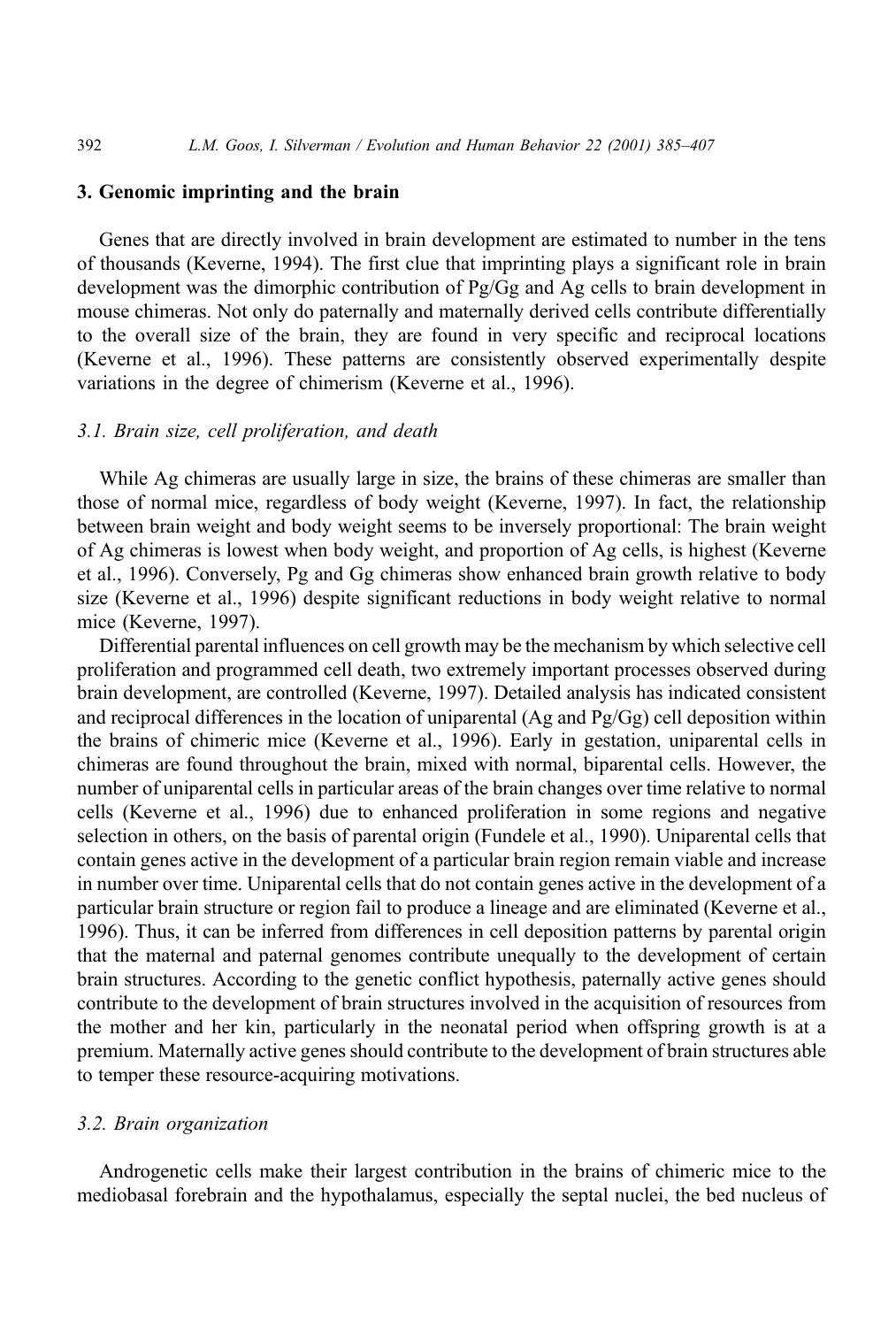## 3. Genomic imprinting and the brain

Genes that are directly involved in brain development are estimated to number in the tens of thousands (Keverne, 1994). The first clue that imprinting plays a significant role in brain development was the dimorphic contribution of Pg/Gg and Ag cells to brain development in mouse chimeras. Not only do paternally and maternally derived cells contribute differentially to the overall size of the brain, they are found in very specific and reciprocal locations (Keverne et al., 1996). These patterns are consistently observed experimentally despite variations in the degree of chimerism (Keverne et al., 1996).

### *3.1. Brain size, cell proliferation, and death*

While Ag chimeras are usually large in size, the brains of these chimeras are smaller than those of normal mice, regardless of body weight (Keverne, 1997). In fact, the relationship between brain weight and body weight seems to be inversely proportional: The brain weight of Ag chimeras is lowest when body weight, and proportion of Ag cells, is highest (Keverne et al., 1996). Conversely, Pg and Gg chimeras show enhanced brain growth relative to body size (Keverne et al., 1996) despite significant reductions in body weight relative to normal mice (Keverne, 1997).

Differential parental influences on cell growth may be the mechanism by which selective cell proliferation and programmed cell death, two extremely important processes observed during brain development, are controlled (Keverne, 1997). Detailed analysis has indicated consistent and reciprocal differences in the location of uniparental (Ag and Pg/Gg) cell deposition within the brains of chimeric mice (Keverne et al., 1996). Early in gestation, uniparental cells in chimeras are found throughout the brain, mixed with normal, biparental cells. However, the number of uniparental cells in particular areas of the brain changes over time relative to normal cells (Keverne et al., 1996) due to enhanced proliferation in some regions and negative selection in others, on the basis of parental origin (Fundele et al., 1990). Uniparental cells that contain genes active in the development of a particular brain region remain viable and increase in number over time. Uniparental cells that do not contain genes active in the development of a particular brain structure or region fail to produce a lineage and are eliminated (Keverne et al., 1996). Thus, it can be inferred from differences in cell deposition patterns by parental origin that the maternal and paternal genomes contribute unequally to the development of certain brain structures. According to the genetic conflict hypothesis, paternally active genes should contribute to the development of brain structures involved in the acquisition of resources from the mother and her kin, particularly in the neonatal period when offspring growth is at a premium. Maternally active genes should contribute to the development of brain structures able to temper these resource-acquiring motivations.

### *3.2. Brain organization*

Androgenetic cells make their largest contribution in the brains of chimeric mice to the mediobasal forebrain and the hypothalamus, especially the septal nuclei, the bed nucleus of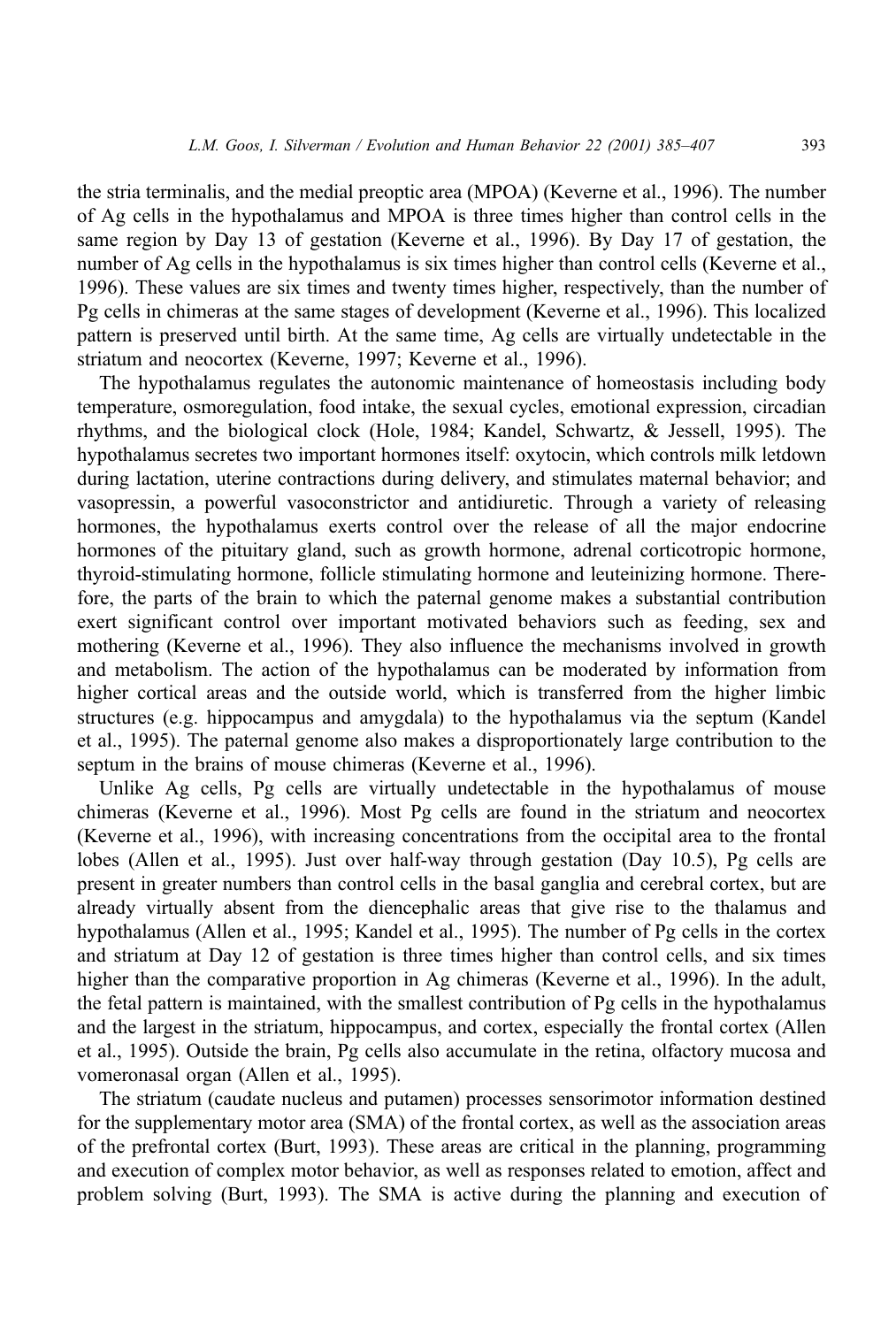the stria terminalis, and the medial preoptic area (MPOA) (Keverne et al., 1996). The number of Ag cells in the hypothalamus and MPOA is three times higher than control cells in the same region by Day 13 of gestation (Keverne et al., 1996). By Day 17 of gestation, the number of Ag cells in the hypothalamus is six times higher than control cells (Keverne et al., 1996). These values are six times and twenty times higher, respectively, than the number of Pg cells in chimeras at the same stages of development (Keverne et al., 1996). This localized pattern is preserved until birth. At the same time, Ag cells are virtually undetectable in the striatum and neocortex (Keverne, 1997; Keverne et al., 1996).

The hypothalamus regulates the autonomic maintenance of homeostasis including body temperature, osmoregulation, food intake, the sexual cycles, emotional expression, circadian rhythms, and the biological clock (Hole, 1984; Kandel, Schwartz, & Jessell, 1995). The hypothalamus secretes two important hormones itself: oxytocin, which controls milk letdown during lactation, uterine contractions during delivery, and stimulates maternal behavior; and vasopressin, a powerful vasoconstrictor and antidiuretic. Through a variety of releasing hormones, the hypothalamus exerts control over the release of all the major endocrine hormones of the pituitary gland, such as growth hormone, adrenal corticotropic hormone, thyroid-stimulating hormone, follicle stimulating hormone and leuteinizing hormone. Therefore, the parts of the brain to which the paternal genome makes a substantial contribution exert significant control over important motivated behaviors such as feeding, sex and mothering (Keverne et al., 1996). They also influence the mechanisms involved in growth and metabolism. The action of the hypothalamus can be moderated by information from higher cortical areas and the outside world, which is transferred from the higher limbic structures (e.g. hippocampus and amygdala) to the hypothalamus via the septum (Kandel et al., 1995). The paternal genome also makes a disproportionately large contribution to the septum in the brains of mouse chimeras (Keverne et al., 1996).

Unlike Ag cells, Pg cells are virtually undetectable in the hypothalamus of mouse chimeras (Keverne et al., 1996). Most Pg cells are found in the striatum and neocortex (Keverne et al., 1996), with increasing concentrations from the occipital area to the frontal lobes (Allen et al., 1995). Just over half-way through gestation (Day 10.5), Pg cells are present in greater numbers than control cells in the basal ganglia and cerebral cortex, but are already virtually absent from the diencephalic areas that give rise to the thalamus and hypothalamus (Allen et al., 1995; Kandel et al., 1995). The number of Pg cells in the cortex and striatum at Day 12 of gestation is three times higher than control cells, and six times higher than the comparative proportion in Ag chimeras (Keverne et al., 1996). In the adult, the fetal pattern is maintained, with the smallest contribution of Pg cells in the hypothalamus and the largest in the striatum, hippocampus, and cortex, especially the frontal cortex (Allen et al., 1995). Outside the brain, Pg cells also accumulate in the retina, olfactory mucosa and vomeronasal organ (Allen et al., 1995).

The striatum (caudate nucleus and putamen) processes sensorimotor information destined for the supplementary motor area (SMA) of the frontal cortex, as well as the association areas of the prefrontal cortex (Burt, 1993). These areas are critical in the planning, programming and execution of complex motor behavior, as well as responses related to emotion, affect and problem solving (Burt, 1993). The SMA is active during the planning and execution of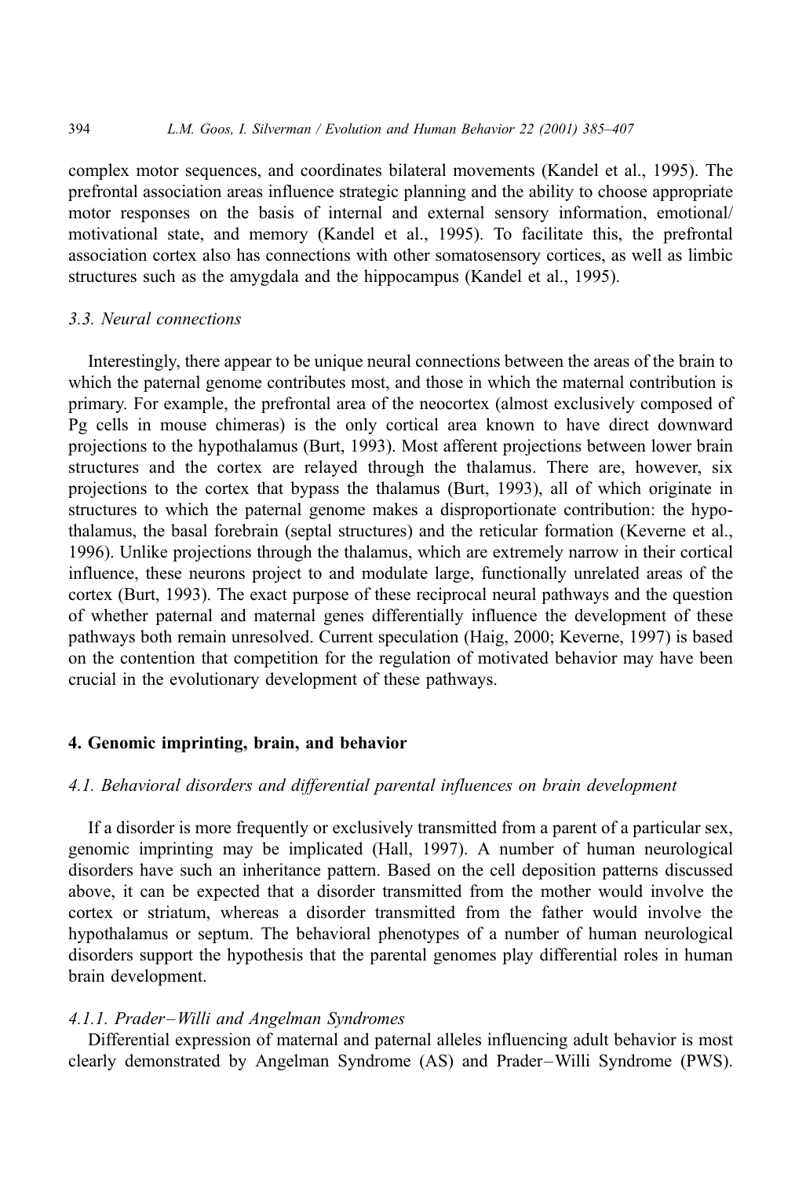complex motor sequences, and coordinates bilateral movements (Kandel et al., 1995). The prefrontal association areas influence strategic planning and the ability to choose appropriate motor responses on the basis of internal and external sensory information, emotional/motivational state, and memory (Kandel et al., 1995). To facilitate this, the prefrontal association cortex also has connections with other somatosensory cortices, as well as limbic structures such as the amygdala and the hippocampus (Kandel et al., 1995).

### *3.3. Neural connections*

Interestingly, there appear to be unique neural connections between the areas of the brain to which the paternal genome contributes most, and those in which the maternal contribution is primary. For example, the prefrontal area of the neocortex (almost exclusively composed of Pg cells in mouse chimeras) is the only cortical area known to have direct downward projections to the hypothalamus (Burt, 1993). Most afferent projections between lower brain structures and the cortex are relayed through the thalamus. There are, however, six projections to the cortex that bypass the thalamus (Burt, 1993), all of which originate in structures to which the paternal genome makes a disproportionate contribution: the hypothalamus, the basal forebrain (septal structures) and the reticular formation (Keverne et al., 1996). Unlike projections through the thalamus, which are extremely narrow in their cortical influence, these neurons project to and modulate large, functionally unrelated areas of the cortex (Burt, 1993). The exact purpose of these reciprocal neural pathways and the question of whether paternal and maternal genes differentially influence the development of these pathways both remain unresolved. Current speculation (Haig, 2000; Keverne, 1997) is based on the contention that competition for the regulation of motivated behavior may have been crucial in the evolutionary development of these pathways.

## **4. Genomic imprinting, brain, and behavior**

### *4.1. Behavioral disorders and differential parental influences on brain development*

If a disorder is more frequently or exclusively transmitted from a parent of a particular sex, genomic imprinting may be implicated (Hall, 1997). A number of human neurological disorders have such an inheritance pattern. Based on the cell deposition patterns discussed above, it can be expected that a disorder transmitted from the mother would involve the cortex or striatum, whereas a disorder transmitted from the father would involve the hypothalamus or septum. The behavioral phenotypes of a number of human neurological disorders support the hypothesis that the parental genomes play differential roles in human brain development.

#### *4.1.1. Prader–Willi and Angelman Syndromes*

Differential expression of maternal and paternal alleles influencing adult behavior is most clearly demonstrated by Angelman Syndrome (AS) and Prader–Willi Syndrome (PWS).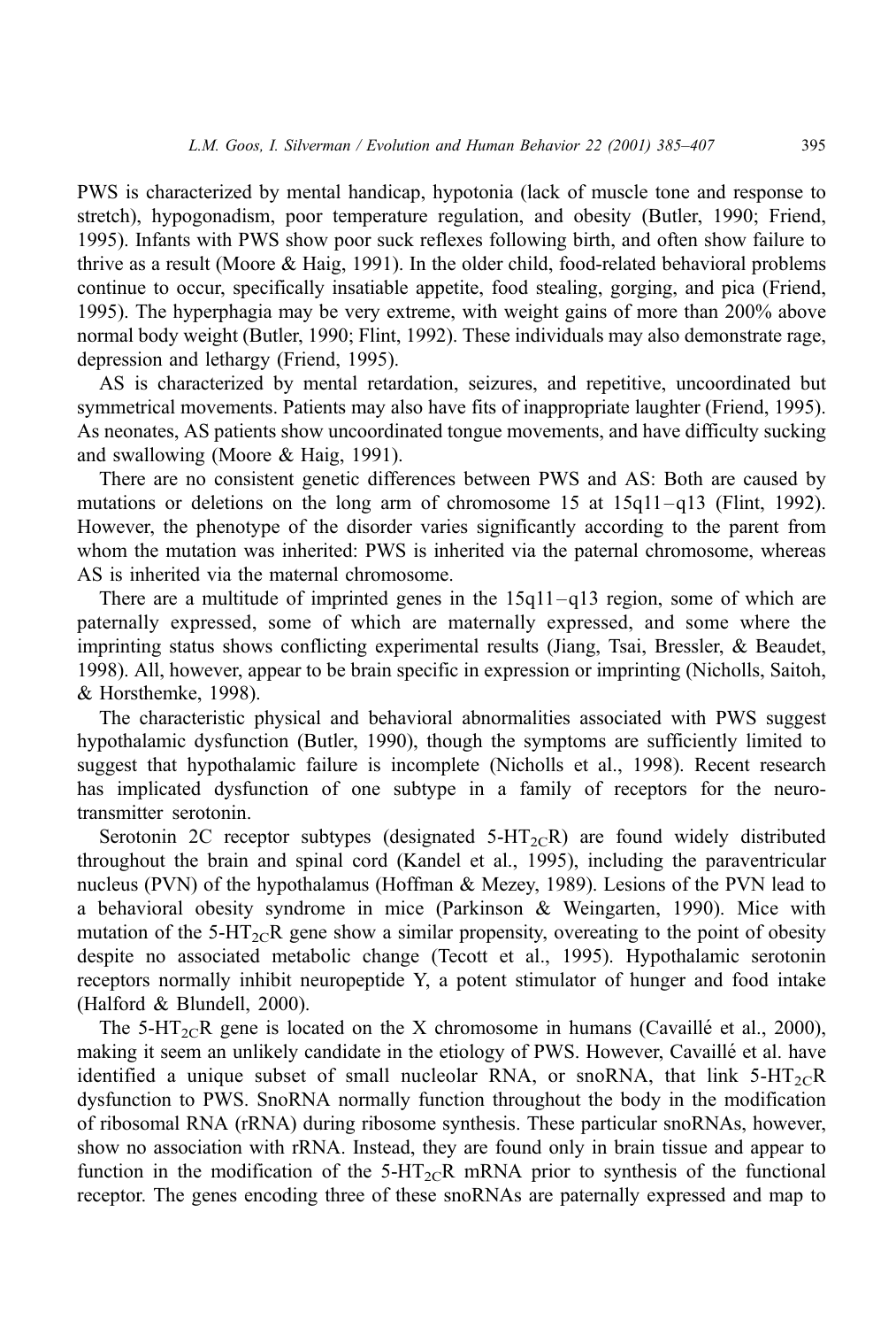PWS is characterized by mental handicap, hypotonia (lack of muscle tone and response to stretch), hypogonadism, poor temperature regulation, and obesity (Butler, 1990; Friend, 1995). Infants with PWS show poor suck reflexes following birth, and often show failure to thrive as a result (Moore & Haig, 1991). In the older child, food-related behavioral problems continue to occur, specifically insatiable appetite, food stealing, gorging, and pica (Friend, 1995). The hyperphagia may be very extreme, with weight gains of more than 200% above normal body weight (Butler, 1990; Flint, 1992). These individuals may also demonstrate rage, depression and lethargy (Friend, 1995).

AS is characterized by mental retardation, seizures, and repetitive, uncoordinated but symmetrical movements. Patients may also have fits of inappropriate laughter (Friend, 1995). As neonates, AS patients show uncoordinated tongue movements, and have difficulty sucking and swallowing (Moore & Haig, 1991).

There are no consistent genetic differences between PWS and AS: Both are caused by mutations or deletions on the long arm of chromosome 15 at 15q11–q13 (Flint, 1992). However, the phenotype of the disorder varies significantly according to the parent from whom the mutation was inherited: PWS is inherited via the paternal chromosome, whereas AS is inherited via the maternal chromosome.

There are a multitude of imprinted genes in the 15q11–q13 region, some of which are paternally expressed, some of which are maternally expressed, and some where the imprinting status shows conflicting experimental results (Jiang, Tsai, Bressler, & Beaudet, 1998). All, however, appear to be brain specific in expression or imprinting (Nicholls, Saitoh, & Horsthemke, 1998).

The characteristic physical and behavioral abnormalities associated with PWS suggest hypothalamic dysfunction (Butler, 1990), though the symptoms are sufficiently limited to suggest that hypothalamic failure is incomplete (Nicholls et al., 1998). Recent research has implicated dysfunction of one subtype in a family of receptors for the neurotransmitter serotonin.

Serotonin 2C receptor subtypes (designated 5-$HT_{2C}$R) are found widely distributed throughout the brain and spinal cord (Kandel et al., 1995), including the paraventricular nucleus (PVN) of the hypothalamus (Hoffman & Mezey, 1989). Lesions of the PVN lead to a behavioral obesity syndrome in mice (Parkinson & Weingarten, 1990). Mice with mutation of the 5-$HT_{2C}$R gene show a similar propensity, overeating to the point of obesity despite no associated metabolic change (Tecott et al., 1995). Hypothalamic serotonin receptors normally inhibit neuropeptide Y, a potent stimulator of hunger and food intake (Halford & Blundell, 2000).

The 5-$HT_{2C}$R gene is located on the X chromosome in humans (Cavaillé et al., 2000), making it seem an unlikely candidate in the etiology of PWS. However, Cavaillé et al. have identified a unique subset of small nucleolar RNA, or snoRNA, that link 5-$HT_{2C}$R dysfunction to PWS. SnoRNA normally function throughout the body in the modification of ribosomal RNA (rRNA) during ribosome synthesis. These particular snoRNAs, however, show no association with rRNA. Instead, they are found only in brain tissue and appear to function in the modification of the 5-$HT_{2C}$R mRNA prior to synthesis of the functional receptor. The genes encoding three of these snoRNAs are paternally expressed and map to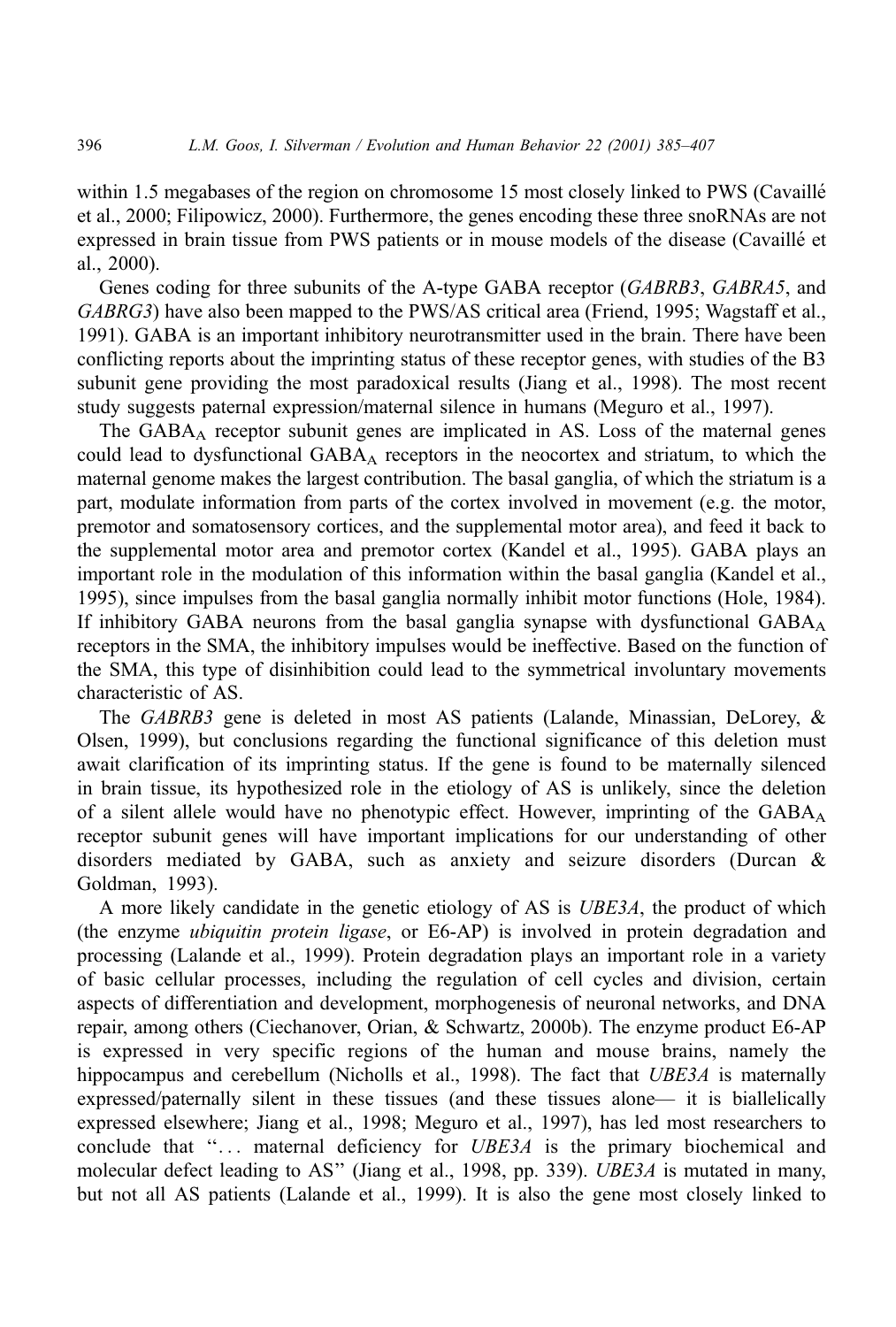within 1.5 megabases of the region on chromosome 15 most closely linked to PWS (Cavaillé et al., 2000; Filipowicz, 2000). Furthermore, the genes encoding these three snoRNAs are not expressed in brain tissue from PWS patients or in mouse models of the disease (Cavaillé et al., 2000).

Genes coding for three subunits of the A-type GABA receptor (*GABRB3*, *GABRA5*, and *GABRG3*) have also been mapped to the PWS/AS critical area (Friend, 1995; Wagstaff et al., 1991). GABA is an important inhibitory neurotransmitter used in the brain. There have been conflicting reports about the imprinting status of these receptor genes, with studies of the B3 subunit gene providing the most paradoxical results (Jiang et al., 1998). The most recent study suggests paternal expression/maternal silence in humans (Meguro et al., 1997).

The $GABA_A$ receptor subunit genes are implicated in AS. Loss of the maternal genes could lead to dysfunctional $GABA_A$ receptors in the neocortex and striatum, to which the maternal genome makes the largest contribution. The basal ganglia, of which the striatum is a part, modulate information from parts of the cortex involved in movement (e.g. the motor, premotor and somatosensory cortices, and the supplemental motor area), and feed it back to the supplemental motor area and premotor cortex (Kandel et al., 1995). GABA plays an important role in the modulation of this information within the basal ganglia (Kandel et al., 1995), since impulses from the basal ganglia normally inhibit motor functions (Hole, 1984). If inhibitory GABA neurons from the basal ganglia synapse with dysfunctional $GABA_A$ receptors in the SMA, the inhibitory impulses would be ineffective. Based on the function of the SMA, this type of disinhibition could lead to the symmetrical involuntary movements characteristic of AS.

The *GABRB3* gene is deleted in most AS patients (Lalande, Minassian, DeLorey, & Olsen, 1999), but conclusions regarding the functional significance of this deletion must await clarification of its imprinting status. If the gene is found to be maternally silenced in brain tissue, its hypothesized role in the etiology of AS is unlikely, since the deletion of a silent allele would have no phenotypic effect. However, imprinting of the $GABA_A$ receptor subunit genes will have important implications for our understanding of other disorders mediated by GABA, such as anxiety and seizure disorders (Durcan & Goldman, 1993).

A more likely candidate in the genetic etiology of AS is *UBE3A*, the product of which (the enzyme *ubiquitin protein ligase*, or E6-AP) is involved in protein degradation and processing (Lalande et al., 1999). Protein degradation plays an important role in a variety of basic cellular processes, including the regulation of cell cycles and division, certain aspects of differentiation and development, morphogenesis of neuronal networks, and DNA repair, among others (Ciechanover, Orian, & Schwartz, 2000b). The enzyme product E6-AP is expressed in very specific regions of the human and mouse brains, namely the hippocampus and cerebellum (Nicholls et al., 1998). The fact that *UBE3A* is maternally expressed/paternally silent in these tissues (and these tissues alone— it is biallelically expressed elsewhere; Jiang et al., 1998; Meguro et al., 1997), has led most researchers to conclude that "... maternal deficiency for *UBE3A* is the primary biochemical and molecular defect leading to AS" (Jiang et al., 1998, pp. 339). *UBE3A* is mutated in many, but not all AS patients (Lalande et al., 1999). It is also the gene most closely linked to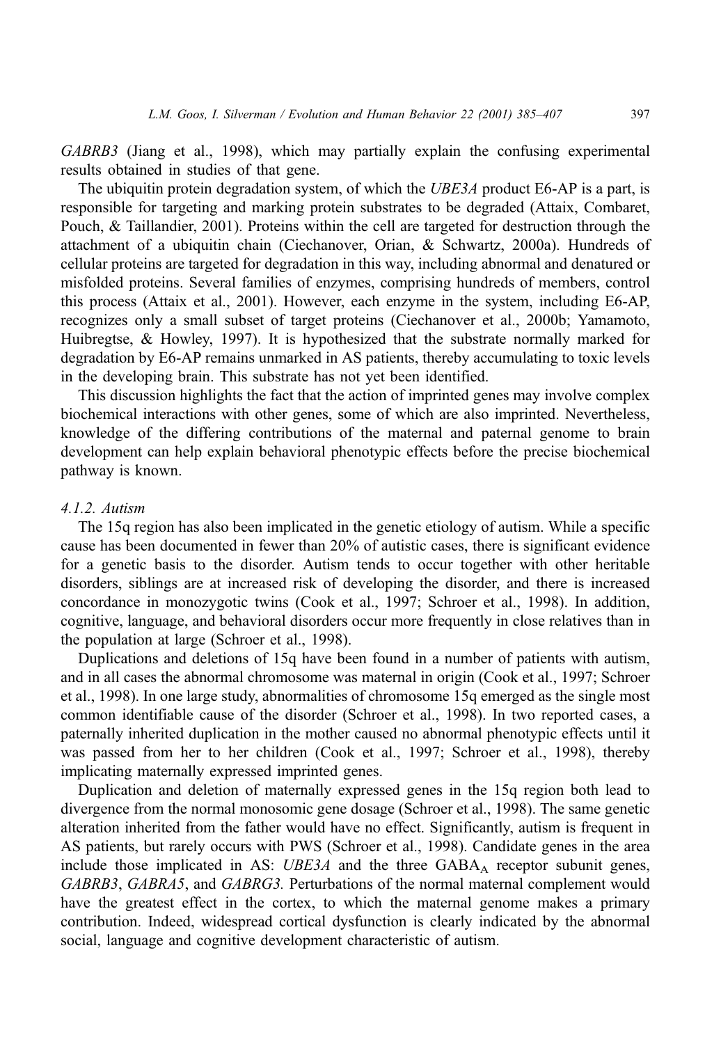*GABRB3* (Jiang et al., 1998), which may partially explain the confusing experimental results obtained in studies of that gene.

The ubiquitin protein degradation system, of which the *UBE3A* product E6-AP is a part, is responsible for targeting and marking protein substrates to be degraded (Attaix, Combaret, Pouch, & Taillandier, 2001). Proteins within the cell are targeted for destruction through the attachment of a ubiquitin chain (Ciechanover, Orian, & Schwartz, 2000a). Hundreds of cellular proteins are targeted for degradation in this way, including abnormal and denatured or misfolded proteins. Several families of enzymes, comprising hundreds of members, control this process (Attaix et al., 2001). However, each enzyme in the system, including E6-AP, recognizes only a small subset of target proteins (Ciechanover et al., 2000b; Yamamoto, Huibregtse, & Howley, 1997). It is hypothesized that the substrate normally marked for degradation by E6-AP remains unmarked in AS patients, thereby accumulating to toxic levels in the developing brain. This substrate has not yet been identified.

This discussion highlights the fact that the action of imprinted genes may involve complex biochemical interactions with other genes, some of which are also imprinted. Nevertheless, knowledge of the differing contributions of the maternal and paternal genome to brain development can help explain behavioral phenotypic effects before the precise biochemical pathway is known.

#### *4.1.2. Autism*

The 15q region has also been implicated in the genetic etiology of autism. While a specific cause has been documented in fewer than 20% of autistic cases, there is significant evidence for a genetic basis to the disorder. Autism tends to occur together with other heritable disorders, siblings are at increased risk of developing the disorder, and there is increased concordance in monozygotic twins (Cook et al., 1997; Schroer et al., 1998). In addition, cognitive, language, and behavioral disorders occur more frequently in close relatives than in the population at large (Schroer et al., 1998).

Duplications and deletions of 15q have been found in a number of patients with autism, and in all cases the abnormal chromosome was maternal in origin (Cook et al., 1997; Schroer et al., 1998). In one large study, abnormalities of chromosome 15q emerged as the single most common identifiable cause of the disorder (Schroer et al., 1998). In two reported cases, a paternally inherited duplication in the mother caused no abnormal phenotypic effects until it was passed from her to her children (Cook et al., 1997; Schroer et al., 1998), thereby implicating maternally expressed imprinted genes.

Duplication and deletion of maternally expressed genes in the 15q region both lead to divergence from the normal monosomic gene dosage (Schroer et al., 1998). The same genetic alteration inherited from the father would have no effect. Significantly, autism is frequent in AS patients, but rarely occurs with PWS (Schroer et al., 1998). Candidate genes in the area include those implicated in AS: *UBE3A* and the three $GABA_A$ receptor subunit genes, *GABRB3*, *GABRA5*, and *GABRG3.* Perturbations of the normal maternal complement would have the greatest effect in the cortex, to which the maternal genome makes a primary contribution. Indeed, widespread cortical dysfunction is clearly indicated by the abnormal social, language and cognitive development characteristic of autism.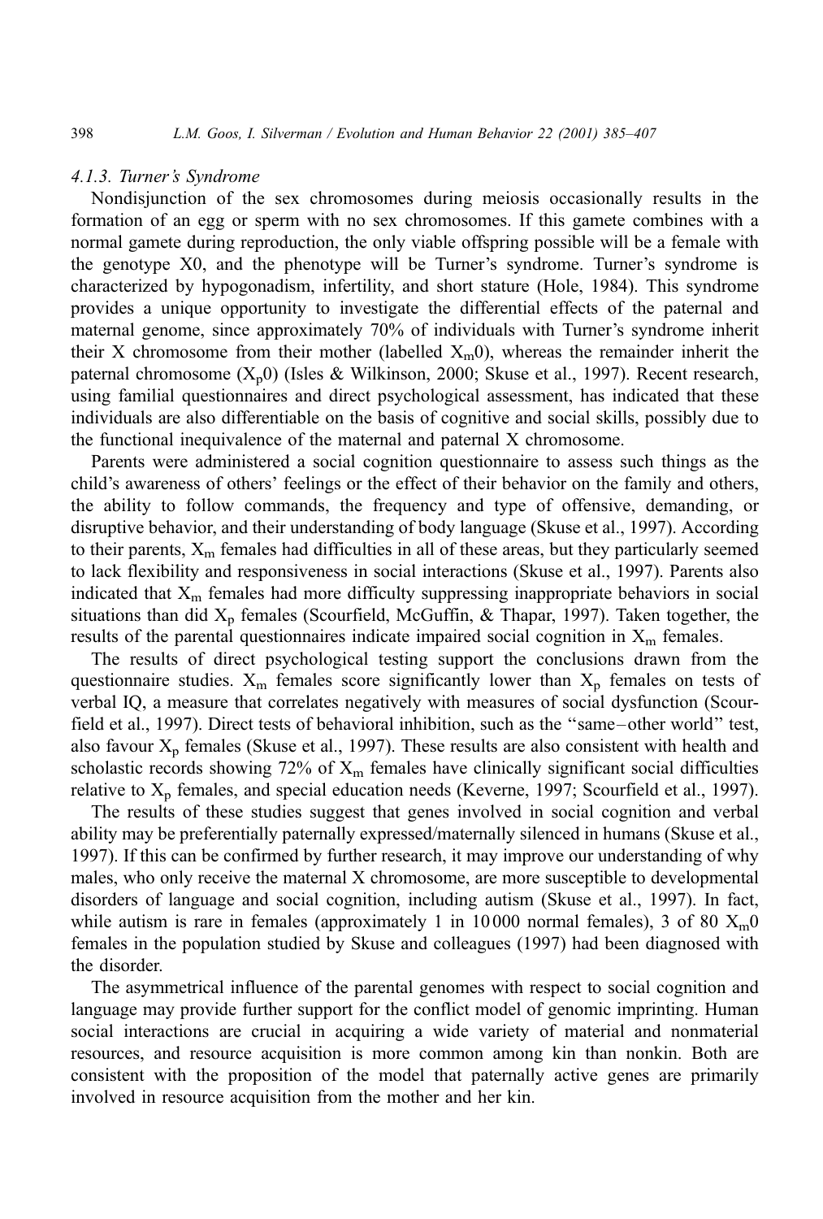#### 4.1.3. Turner's Syndrome

Nondisjunction of the sex chromosomes during meiosis occasionally results in the formation of an egg or sperm with no sex chromosomes. If this gamete combines with a normal gamete during reproduction, the only viable offspring possible will be a female with the genotype X0, and the phenotype will be Turner's syndrome. Turner's syndrome is characterized by hypogonadism, infertility, and short stature (Hole, 1984). This syndrome provides a unique opportunity to investigate the differential effects of the paternal and maternal genome, since approximately 70% of individuals with Turner's syndrome inherit their X chromosome from their mother (labelled $X_m0$), whereas the remainder inherit the paternal chromosome ($X_p0$) (Isles & Wilkinson, 2000; Skuse et al., 1997). Recent research, using familial questionnaires and direct psychological assessment, has indicated that these individuals are also differentiable on the basis of cognitive and social skills, possibly due to the functional inequivalence of the maternal and paternal X chromosome.

Parents were administered a social cognition questionnaire to assess such things as the child's awareness of others' feelings or the effect of their behavior on the family and others, the ability to follow commands, the frequency and type of offensive, demanding, or disruptive behavior, and their understanding of body language (Skuse et al., 1997). According to their parents, $X_m$ females had difficulties in all of these areas, but they particularly seemed to lack flexibility and responsiveness in social interactions (Skuse et al., 1997). Parents also indicated that $X_m$ females had more difficulty suppressing inappropriate behaviors in social situations than did $X_p$ females (Scourfield, McGuffin, & Thapar, 1997). Taken together, the results of the parental questionnaires indicate impaired social cognition in $X_m$ females.

The results of direct psychological testing support the conclusions drawn from the questionnaire studies. $X_m$ females score significantly lower than $X_p$ females on tests of verbal IQ, a measure that correlates negatively with measures of social dysfunction (Scourfield et al., 1997). Direct tests of behavioral inhibition, such as the "same–other world" test, also favour $X_p$ females (Skuse et al., 1997). These results are also consistent with health and scholastic records showing 72% of $X_m$ females have clinically significant social difficulties relative to $X_p$ females, and special education needs (Keverne, 1997; Scourfield et al., 1997).

The results of these studies suggest that genes involved in social cognition and verbal ability may be preferentially paternally expressed/maternally silenced in humans (Skuse et al., 1997). If this can be confirmed by further research, it may improve our understanding of why males, who only receive the maternal X chromosome, are more susceptible to developmental disorders of language and social cognition, including autism (Skuse et al., 1997). In fact, while autism is rare in females (approximately 1 in 10 000 normal females), 3 of 80 $X_m0$ females in the population studied by Skuse and colleagues (1997) had been diagnosed with the disorder.

The asymmetrical influence of the parental genomes with respect to social cognition and language may provide further support for the conflict model of genomic imprinting. Human social interactions are crucial in acquiring a wide variety of material and nonmaterial resources, and resource acquisition is more common among kin than nonkin. Both are consistent with the proposition of the model that paternally active genes are primarily involved in resource acquisition from the mother and her kin.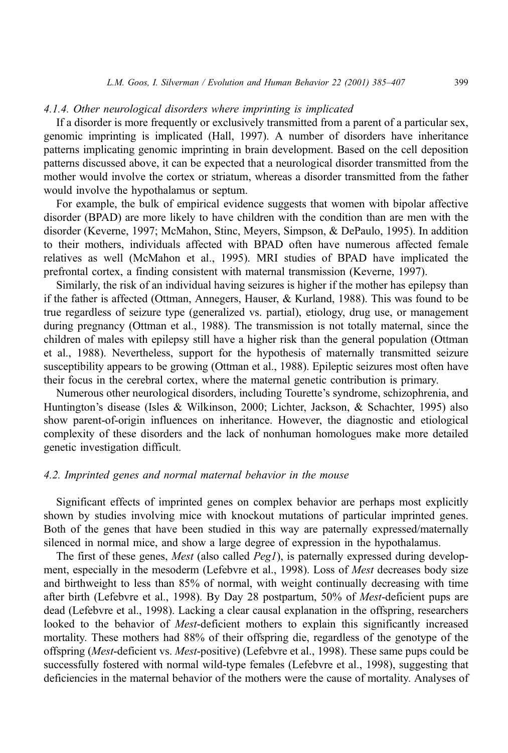#### *4.1.4. Other neurological disorders where imprinting is implicated*

If a disorder is more frequently or exclusively transmitted from a parent of a particular sex, genomic imprinting is implicated (Hall, 1997). A number of disorders have inheritance patterns implicating genomic imprinting in brain development. Based on the cell deposition patterns discussed above, it can be expected that a neurological disorder transmitted from the mother would involve the cortex or striatum, whereas a disorder transmitted from the father would involve the hypothalamus or septum.

For example, the bulk of empirical evidence suggests that women with bipolar affective disorder (BPAD) are more likely to have children with the condition than are men with the disorder (Keverne, 1997; McMahon, Stinc, Meyers, Simpson, & DePaulo, 1995). In addition to their mothers, individuals affected with BPAD often have numerous affected female relatives as well (McMahon et al., 1995). MRI studies of BPAD have implicated the prefrontal cortex, a finding consistent with maternal transmission (Keverne, 1997).

Similarly, the risk of an individual having seizures is higher if the mother has epilepsy than if the father is affected (Ottman, Annegers, Hauser, & Kurland, 1988). This was found to be true regardless of seizure type (generalized vs. partial), etiology, drug use, or management during pregnancy (Ottman et al., 1988). The transmission is not totally maternal, since the children of males with epilepsy still have a higher risk than the general population (Ottman et al., 1988). Nevertheless, support for the hypothesis of maternally transmitted seizure susceptibility appears to be growing (Ottman et al., 1988). Epileptic seizures most often have their focus in the cerebral cortex, where the maternal genetic contribution is primary.

Numerous other neurological disorders, including Tourette's syndrome, schizophrenia, and Huntington's disease (Isles & Wilkinson, 2000; Lichter, Jackson, & Schachter, 1995) also show parent-of-origin influences on inheritance. However, the diagnostic and etiological complexity of these disorders and the lack of nonhuman homologues make more detailed genetic investigation difficult.

### *4.2. Imprinted genes and normal maternal behavior in the mouse*

Significant effects of imprinted genes on complex behavior are perhaps most explicitly shown by studies involving mice with knockout mutations of particular imprinted genes. Both of the genes that have been studied in this way are paternally expressed/maternally silenced in normal mice, and show a large degree of expression in the hypothalamus.

The first of these genes, *Mest* (also called *Peg1*), is paternally expressed during development, especially in the mesoderm (Lefebvre et al., 1998). Loss of *Mest* decreases body size and birthweight to less than 85% of normal, with weight continually decreasing with time after birth (Lefebvre et al., 1998). By Day 28 postpartum, 50% of *Mest*-deficient pups are dead (Lefebvre et al., 1998). Lacking a clear causal explanation in the offspring, researchers looked to the behavior of *Mest*-deficient mothers to explain this significantly increased mortality. These mothers had 88% of their offspring die, regardless of the genotype of the offspring (*Mest*-deficient vs. *Mest*-positive) (Lefebvre et al., 1998). These same pups could be successfully fostered with normal wild-type females (Lefebvre et al., 1998), suggesting that deficiencies in the maternal behavior of the mothers were the cause of mortality. Analyses of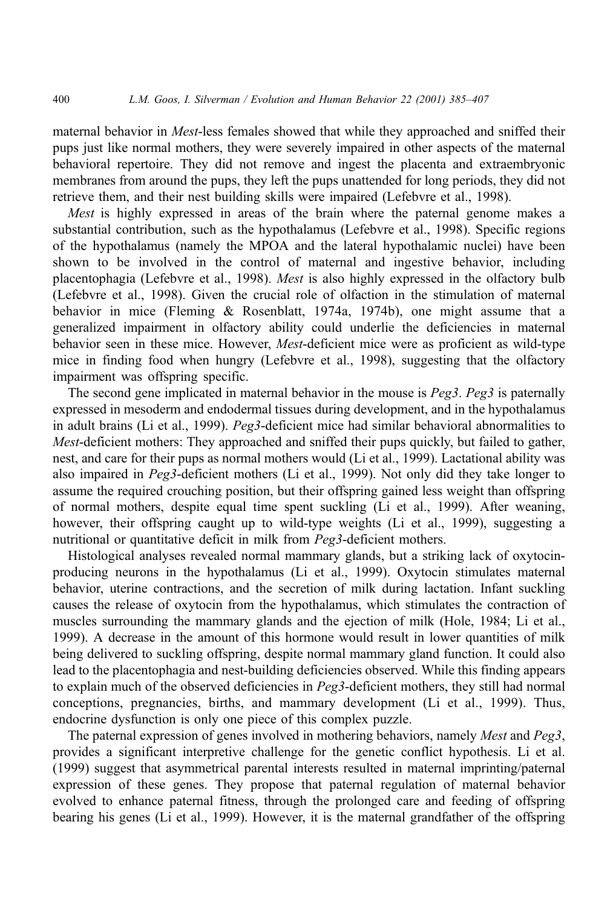maternal behavior in *Mest*-less females showed that while they approached and sniffed their pups just like normal mothers, they were severely impaired in other aspects of the maternal behavioral repertoire. They did not remove and ingest the placenta and extraembryonic membranes from around the pups, they left the pups unattended for long periods, they did not retrieve them, and their nest building skills were impaired (Lefebvre et al., 1998).

*Mest* is highly expressed in areas of the brain where the paternal genome makes a substantial contribution, such as the hypothalamus (Lefebvre et al., 1998). Specific regions of the hypothalamus (namely the MPOA and the lateral hypothalamic nuclei) have been shown to be involved in the control of maternal and ingestive behavior, including placentophagia (Lefebvre et al., 1998). *Mest* is also highly expressed in the olfactory bulb (Lefebvre et al., 1998). Given the crucial role of olfaction in the stimulation of maternal behavior in mice (Fleming & Rosenblatt, 1974a, 1974b), one might assume that a generalized impairment in olfactory ability could underlie the deficiencies in maternal behavior seen in these mice. However, *Mest*-deficient mice were as proficient as wild-type mice in finding food when hungry (Lefebvre et al., 1998), suggesting that the olfactory impairment was offspring specific.

The second gene implicated in maternal behavior in the mouse is *Peg3*. *Peg3* is paternally expressed in mesoderm and endodermal tissues during development, and in the hypothalamus in adult brains (Li et al., 1999). *Peg3*-deficient mice had similar behavioral abnormalities to *Mest*-deficient mothers: They approached and sniffed their pups quickly, but failed to gather, nest, and care for their pups as normal mothers would (Li et al., 1999). Lactational ability was also impaired in *Peg3*-deficient mothers (Li et al., 1999). Not only did they take longer to assume the required crouching position, but their offspring gained less weight than offspring of normal mothers, despite equal time spent suckling (Li et al., 1999). After weaning, however, their offspring caught up to wild-type weights (Li et al., 1999), suggesting a nutritional or quantitative deficit in milk from *Peg3*-deficient mothers.

Histological analyses revealed normal mammary glands, but a striking lack of oxytocin-producing neurons in the hypothalamus (Li et al., 1999). Oxytocin stimulates maternal behavior, uterine contractions, and the secretion of milk during lactation. Infant suckling causes the release of oxytocin from the hypothalamus, which stimulates the contraction of muscles surrounding the mammary glands and the ejection of milk (Hole, 1984; Li et al., 1999). A decrease in the amount of this hormone would result in lower quantities of milk being delivered to suckling offspring, despite normal mammary gland function. It could also lead to the placentophagia and nest-building deficiencies observed. While this finding appears to explain much of the observed deficiencies in *Peg3*-deficient mothers, they still had normal conceptions, pregnancies, births, and mammary development (Li et al., 1999). Thus, endocrine dysfunction is only one piece of this complex puzzle.

The paternal expression of genes involved in mothering behaviors, namely *Mest* and *Peg3*, provides a significant interpretive challenge for the genetic conflict hypothesis. Li et al. (1999) suggest that asymmetrical parental interests resulted in maternal imprinting/paternal expression of these genes. They propose that paternal regulation of maternal behavior evolved to enhance paternal fitness, through the prolonged care and feeding of offspring bearing his genes (Li et al., 1999). However, it is the maternal grandfather of the offspring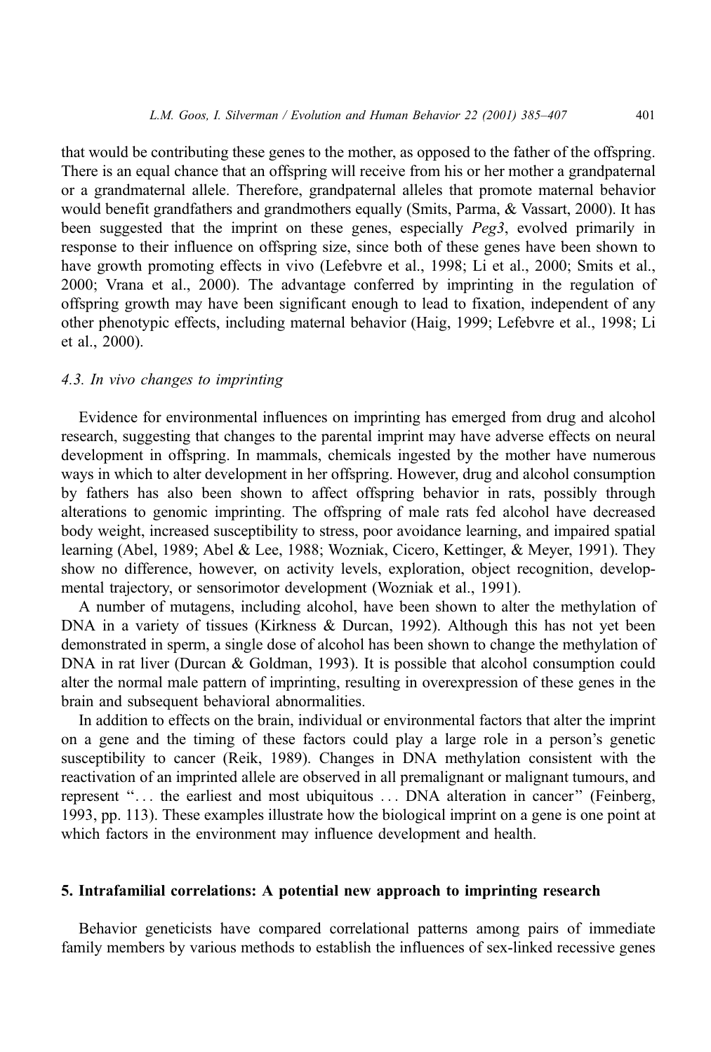that would be contributing these genes to the mother, as opposed to the father of the offspring. There is an equal chance that an offspring will receive from his or her mother a grandpaternal or a grandmaternal allele. Therefore, grandpaternal alleles that promote maternal behavior would benefit grandfathers and grandmothers equally (Smits, Parma, & Vassart, 2000). It has been suggested that the imprint on these genes, especially *Peg3*, evolved primarily in response to their influence on offspring size, since both of these genes have been shown to have growth promoting effects in vivo (Lefebvre et al., 1998; Li et al., 2000; Smits et al., 2000; Vrana et al., 2000). The advantage conferred by imprinting in the regulation of offspring growth may have been significant enough to lead to fixation, independent of any other phenotypic effects, including maternal behavior (Haig, 1999; Lefebvre et al., 1998; Li et al., 2000).

### *4.3. In vivo changes to imprinting*

Evidence for environmental influences on imprinting has emerged from drug and alcohol research, suggesting that changes to the parental imprint may have adverse effects on neural development in offspring. In mammals, chemicals ingested by the mother have numerous ways in which to alter development in her offspring. However, drug and alcohol consumption by fathers has also been shown to affect offspring behavior in rats, possibly through alterations to genomic imprinting. The offspring of male rats fed alcohol have decreased body weight, increased susceptibility to stress, poor avoidance learning, and impaired spatial learning (Abel, 1989; Abel & Lee, 1988; Wozniak, Cicero, Kettinger, & Meyer, 1991). They show no difference, however, on activity levels, exploration, object recognition, developmental trajectory, or sensorimotor development (Wozniak et al., 1991).

A number of mutagens, including alcohol, have been shown to alter the methylation of DNA in a variety of tissues (Kirkness & Durcan, 1992). Although this has not yet been demonstrated in sperm, a single dose of alcohol has been shown to change the methylation of DNA in rat liver (Durcan & Goldman, 1993). It is possible that alcohol consumption could alter the normal male pattern of imprinting, resulting in overexpression of these genes in the brain and subsequent behavioral abnormalities.

In addition to effects on the brain, individual or environmental factors that alter the imprint on a gene and the timing of these factors could play a large role in a person's genetic susceptibility to cancer (Reik, 1989). Changes in DNA methylation consistent with the reactivation of an imprinted allele are observed in all premalignant or malignant tumours, and represent "... the earliest and most ubiquitous ... DNA alteration in cancer" (Feinberg, 1993, pp. 113). These examples illustrate how the biological imprint on a gene is one point at which factors in the environment may influence development and health.

## 5. Intrafamilial correlations: A potential new approach to imprinting research

Behavior geneticists have compared correlational patterns among pairs of immediate family members by various methods to establish the influences of sex-linked recessive genes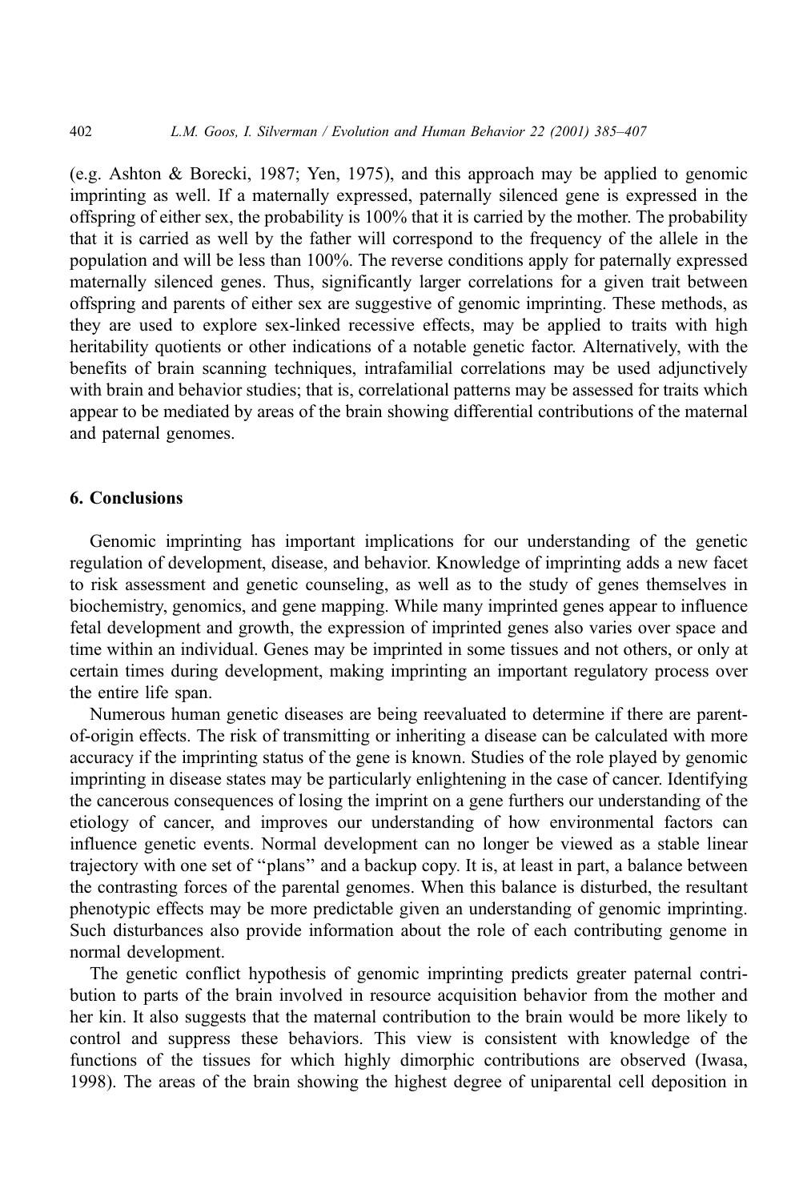(e.g. Ashton & Borecki, 1987; Yen, 1975), and this approach may be applied to genomic imprinting as well. If a maternally expressed, paternally silenced gene is expressed in the offspring of either sex, the probability is 100% that it is carried by the mother. The probability that it is carried as well by the father will correspond to the frequency of the allele in the population and will be less than 100%. The reverse conditions apply for paternally expressed maternally silenced genes. Thus, significantly larger correlations for a given trait between offspring and parents of either sex are suggestive of genomic imprinting. These methods, as they are used to explore sex-linked recessive effects, may be applied to traits with high heritability quotients or other indications of a notable genetic factor. Alternatively, with the benefits of brain scanning techniques, intrafamilial correlations may be used adjunctively with brain and behavior studies; that is, correlational patterns may be assessed for traits which appear to be mediated by areas of the brain showing differential contributions of the maternal and paternal genomes.

## 6. Conclusions

Genomic imprinting has important implications for our understanding of the genetic regulation of development, disease, and behavior. Knowledge of imprinting adds a new facet to risk assessment and genetic counseling, as well as to the study of genes themselves in biochemistry, genomics, and gene mapping. While many imprinted genes appear to influence fetal development and growth, the expression of imprinted genes also varies over space and time within an individual. Genes may be imprinted in some tissues and not others, or only at certain times during development, making imprinting an important regulatory process over the entire life span.

Numerous human genetic diseases are being reevaluated to determine if there are parent-of-origin effects. The risk of transmitting or inheriting a disease can be calculated with more accuracy if the imprinting status of the gene is known. Studies of the role played by genomic imprinting in disease states may be particularly enlightening in the case of cancer. Identifying the cancerous consequences of losing the imprint on a gene furthers our understanding of the etiology of cancer, and improves our understanding of how environmental factors can influence genetic events. Normal development can no longer be viewed as a stable linear trajectory with one set of "plans" and a backup copy. It is, at least in part, a balance between the contrasting forces of the parental genomes. When this balance is disturbed, the resultant phenotypic effects may be more predictable given an understanding of genomic imprinting. Such disturbances also provide information about the role of each contributing genome in normal development.

The genetic conflict hypothesis of genomic imprinting predicts greater paternal contribution to parts of the brain involved in resource acquisition behavior from the mother and her kin. It also suggests that the maternal contribution to the brain would be more likely to control and suppress these behaviors. This view is consistent with knowledge of the functions of the tissues for which highly dimorphic contributions are observed (Iwasa, 1998). The areas of the brain showing the highest degree of uniparental cell deposition in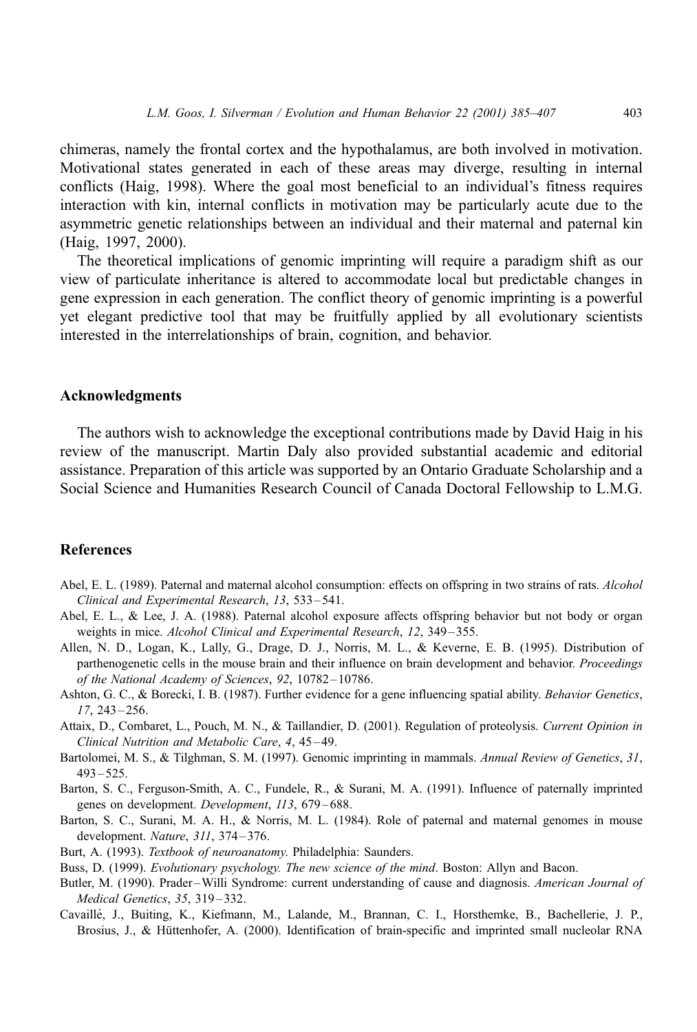chimeras, namely the frontal cortex and the hypothalamus, are both involved in motivation. Motivational states generated in each of these areas may diverge, resulting in internal conflicts (Haig, 1998). Where the goal most beneficial to an individual's fitness requires interaction with kin, internal conflicts in motivation may be particularly acute due to the asymmetric genetic relationships between an individual and their maternal and paternal kin (Haig, 1997, 2000).

The theoretical implications of genomic imprinting will require a paradigm shift as our view of particulate inheritance is altered to accommodate local but predictable changes in gene expression in each generation. The conflict theory of genomic imprinting is a powerful yet elegant predictive tool that may be fruitfully applied by all evolutionary scientists interested in the interrelationships of brain, cognition, and behavior.

## Acknowledgments

The authors wish to acknowledge the exceptional contributions made by David Haig in his review of the manuscript. Martin Daly also provided substantial academic and editorial assistance. Preparation of this article was supported by an Ontario Graduate Scholarship and a Social Science and Humanities Research Council of Canada Doctoral Fellowship to L.M.G.

## References

Abel, E. L. (1989). Paternal and maternal alcohol consumption: effects on offspring in two strains of rats. *Alcohol Clinical and Experimental Research*, *13*, 533–541.

Abel, E. L., & Lee, J. A. (1988). Paternal alcohol exposure affects offspring behavior but not body or organ weights in mice. *Alcohol Clinical and Experimental Research*, *12*, 349–355.

Allen, N. D., Logan, K., Lally, G., Drage, D. J., Norris, M. L., & Keverne, E. B. (1995). Distribution of parthenogenetic cells in the mouse brain and their influence on brain development and behavior. *Proceedings of the National Academy of Sciences*, *92*, 10782–10786.

Ashton, G. C., & Borecki, I. B. (1987). Further evidence for a gene influencing spatial ability. *Behavior Genetics*, *17*, 243–256.

Attaix, D., Combaret, L., Pouch, M. N., & Taillandier, D. (2001). Regulation of proteolysis. *Current Opinion in Clinical Nutrition and Metabolic Care*, *4*, 45–49.

Bartolomei, M. S., & Tilghman, S. M. (1997). Genomic imprinting in mammals. *Annual Review of Genetics*, *31*, 493–525.

Barton, S. C., Ferguson-Smith, A. C., Fundele, R., & Surani, M. A. (1991). Influence of paternally imprinted genes on development. *Development*, *113*, 679–688.

Barton, S. C., Surani, M. A. H., & Norris, M. L. (1984). Role of paternal and maternal genomes in mouse development. *Nature*, *311*, 374–376.

Burt, A. (1993). *Textbook of neuroanatomy.* Philadelphia: Saunders.

Buss, D. (1999). *Evolutionary psychology. The new science of the mind*. Boston: Allyn and Bacon.

Butler, M. (1990). Prader–Willi Syndrome: current understanding of cause and diagnosis. *American Journal of Medical Genetics*, *35*, 319–332.

Cavaillé, J., Buiting, K., Kiefmann, M., Lalande, M., Brannan, C. I., Horsthemke, B., Bachellerie, J. P., Brosius, J., & Hüttenhofer, A. (2000). Identification of brain-specific and imprinted small nucleolar RNA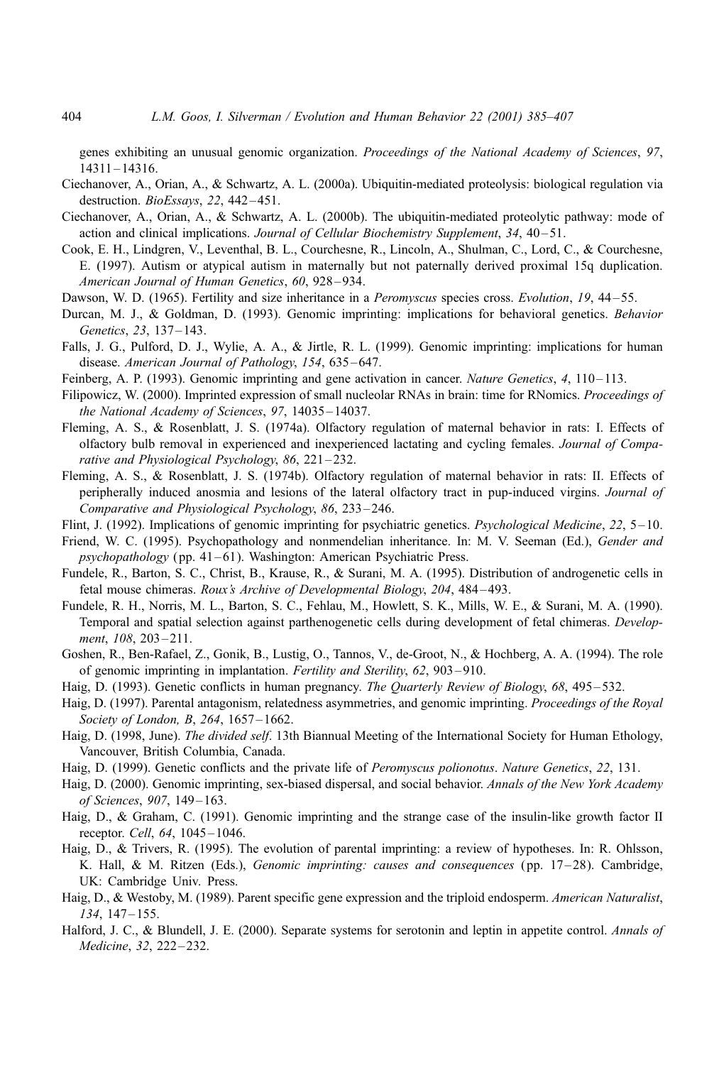genes exhibiting an unusual genomic organization. *Proceedings of the National Academy of Sciences*, *97*, 14311–14316.

Ciechanover, A., Orian, A., & Schwartz, A. L. (2000a). Ubiquitin-mediated proteolysis: biological regulation via destruction. *BioEssays*, *22*, 442–451.

Ciechanover, A., Orian, A., & Schwartz, A. L. (2000b). The ubiquitin-mediated proteolytic pathway: mode of action and clinical implications. *Journal of Cellular Biochemistry Supplement*, *34*, 40–51.

Cook, E. H., Lindgren, V., Leventhal, B. L., Courchesne, R., Lincoln, A., Shulman, C., Lord, C., & Courchesne, E. (1997). Autism or atypical autism in maternally but not paternally derived proximal 15q duplication. *American Journal of Human Genetics*, *60*, 928–934.

Dawson, W. D. (1965). Fertility and size inheritance in a *Peromyscus* species cross. *Evolution*, *19*, 44–55.

Durcan, M. J., & Goldman, D. (1993). Genomic imprinting: implications for behavioral genetics. *Behavior Genetics*, *23*, 137–143.

Falls, J. G., Pulford, D. J., Wylie, A. A., & Jirtle, R. L. (1999). Genomic imprinting: implications for human disease. *American Journal of Pathology*, *154*, 635–647.

Feinberg, A. P. (1993). Genomic imprinting and gene activation in cancer. *Nature Genetics*, *4*, 110–113.

Filipowicz, W. (2000). Imprinted expression of small nucleolar RNAs in brain: time for RNomics. *Proceedings of the National Academy of Sciences*, *97*, 14035–14037.

Fleming, A. S., & Rosenblatt, J. S. (1974a). Olfactory regulation of maternal behavior in rats: I. Effects of olfactory bulb removal in experienced and inexperienced lactating and cycling females. *Journal of Comparative and Physiological Psychology*, *86*, 221–232.

Fleming, A. S., & Rosenblatt, J. S. (1974b). Olfactory regulation of maternal behavior in rats: II. Effects of peripherally induced anosmia and lesions of the lateral olfactory tract in pup-induced virgins. *Journal of Comparative and Physiological Psychology*, *86*, 233–246.

Flint, J. (1992). Implications of genomic imprinting for psychiatric genetics. *Psychological Medicine*, *22*, 5–10.

Friend, W. C. (1995). Psychopathology and nonmendelian inheritance. In: M. V. Seeman (Ed.), *Gender and psychopathology* (pp. 41–61). Washington: American Psychiatric Press.

Fundele, R., Barton, S. C., Christ, B., Krause, R., & Surani, M. A. (1995). Distribution of androgenetic cells in fetal mouse chimeras. *Roux's Archive of Developmental Biology*, *204*, 484–493.

Fundele, R. H., Norris, M. L., Barton, S. C., Fehlau, M., Howlett, S. K., Mills, W. E., & Surani, M. A. (1990). Temporal and spatial selection against parthenogenetic cells during development of fetal chimeras. *Development*, *108*, 203–211.

Goshen, R., Ben-Rafael, Z., Gonik, B., Lustig, O., Tannos, V., de-Groot, N., & Hochberg, A. A. (1994). The role of genomic imprinting in implantation. *Fertility and Sterility*, *62*, 903–910.

Haig, D. (1993). Genetic conflicts in human pregnancy. *The Quarterly Review of Biology*, *68*, 495–532.

Haig, D. (1997). Parental antagonism, relatedness asymmetries, and genomic imprinting. *Proceedings of the Royal Society of London, B*, *264*, 1657–1662.

Haig, D. (1998, June). *The divided self*. 13th Biannual Meeting of the International Society for Human Ethology, Vancouver, British Columbia, Canada.

Haig, D. (1999). Genetic conflicts and the private life of *Peromyscus polionotus*. *Nature Genetics*, *22*, 131.

Haig, D. (2000). Genomic imprinting, sex-biased dispersal, and social behavior. *Annals of the New York Academy of Sciences*, *907*, 149–163.

Haig, D., & Graham, C. (1991). Genomic imprinting and the strange case of the insulin-like growth factor II receptor. *Cell*, *64*, 1045–1046.

Haig, D., & Trivers, R. (1995). The evolution of parental imprinting: a review of hypotheses. In: R. Ohlsson, K. Hall, & M. Ritzen (Eds.), *Genomic imprinting: causes and consequences* (pp. 17–28). Cambridge, UK: Cambridge Univ. Press.

Haig, D., & Westoby, M. (1989). Parent specific gene expression and the triploid endosperm. *American Naturalist*, *134*, 147–155.

Halford, J. C., & Blundell, J. E. (2000). Separate systems for serotonin and leptin in appetite control. *Annals of Medicine*, *32*, 222–232.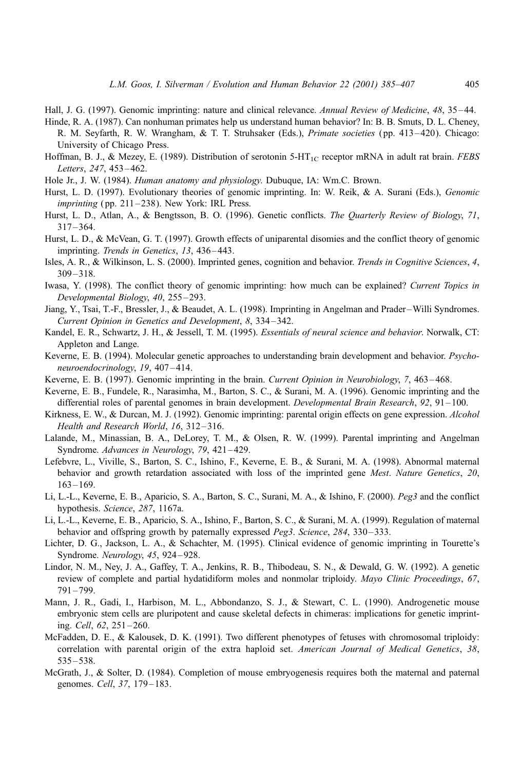Hall, J. G. (1997). Genomic imprinting: nature and clinical relevance. *Annual Review of Medicine*, *48*, 35–44.

Hinde, R. A. (1987). Can nonhuman primates help us understand human behavior? In: B. B. Smuts, D. L. Cheney, R. M. Seyfarth, R. W. Wrangham, & T. T. Struhsaker (Eds.), *Primate societies* (pp. 413–420). Chicago: University of Chicago Press.

Hoffman, B. J., & Mezey, E. (1989). Distribution of serotonin 5-HT$_{1C}$ receptor mRNA in adult rat brain. *FEBS Letters*, *247*, 453–462.

Hole Jr., J. W. (1984). *Human anatomy and physiology*. Dubuque, IA: Wm.C. Brown.

Hurst, L. D. (1997). Evolutionary theories of genomic imprinting. In: W. Reik, & A. Surani (Eds.), *Genomic imprinting* (pp. 211–238). New York: IRL Press.

Hurst, L. D., Atlan, A., & Bengtsson, B. O. (1996). Genetic conflicts. *The Quarterly Review of Biology*, *71*, 317–364.

Hurst, L. D., & McVean, G. T. (1997). Growth effects of uniparental disomies and the conflict theory of genomic imprinting. *Trends in Genetics*, *13*, 436–443.

Isles, A. R., & Wilkinson, L. S. (2000). Imprinted genes, cognition and behavior. *Trends in Cognitive Sciences*, *4*, 309–318.

Iwasa, Y. (1998). The conflict theory of genomic imprinting: how much can be explained? *Current Topics in Developmental Biology*, *40*, 255–293.

Jiang, Y., Tsai, T.-F., Bressler, J., & Beaudet, A. L. (1998). Imprinting in Angelman and Prader–Willi Syndromes. *Current Opinion in Genetics and Development*, *8*, 334–342.

Kandel, E. R., Schwartz, J. H., & Jessell, T. M. (1995). *Essentials of neural science and behavior*. Norwalk, CT: Appleton and Lange.

Keverne, E. B. (1994). Molecular genetic approaches to understanding brain development and behavior. *Psychoneuroendocrinology*, *19*, 407–414.

Keverne, E. B. (1997). Genomic imprinting in the brain. *Current Opinion in Neurobiology*, *7*, 463–468.

Keverne, E. B., Fundele, R., Narasimha, M., Barton, S. C., & Surani, M. A. (1996). Genomic imprinting and the differential roles of parental genomes in brain development. *Developmental Brain Research*, *92*, 91–100.

Kirkness, E. W., & Durcan, M. J. (1992). Genomic imprinting: parental origin effects on gene expression. *Alcohol Health and Research World*, *16*, 312–316.

Lalande, M., Minassian, B. A., DeLorey, T. M., & Olsen, R. W. (1999). Parental imprinting and Angelman Syndrome. *Advances in Neurology*, *79*, 421–429.

Lefebvre, L., Viville, S., Barton, S. C., Ishino, F., Keverne, E. B., & Surani, M. A. (1998). Abnormal maternal behavior and growth retardation associated with loss of the imprinted gene *Mest*. *Nature Genetics*, *20*, 163–169.

Li, L.-L., Keverne, E. B., Aparicio, S. A., Barton, S. C., Surani, M. A., & Ishino, F. (2000). *Peg3* and the conflict hypothesis. *Science*, *287*, 1167a.

Li, L.-L., Keverne, E. B., Aparicio, S. A., Ishino, F., Barton, S. C., & Surani, M. A. (1999). Regulation of maternal behavior and offspring growth by paternally expressed *Peg3*. *Science*, *284*, 330–333.

Lichter, D. G., Jackson, L. A., & Schachter, M. (1995). Clinical evidence of genomic imprinting in Tourette's Syndrome. *Neurology*, *45*, 924–928.

Lindor, N. M., Ney, J. A., Gaffey, T. A., Jenkins, R. B., Thibodeau, S. N., & Dewald, G. W. (1992). A genetic review of complete and partial hydatidiform moles and nonmolar triploidy. *Mayo Clinic Proceedings*, *67*, 791–799.

Mann, J. R., Gadi, I., Harbison, M. L., Abbondanzo, S. J., & Stewart, C. L. (1990). Androgenetic mouse embryonic stem cells are pluripotent and cause skeletal defects in chimeras: implications for genetic imprinting. *Cell*, *62*, 251–260.

McFadden, D. E., & Kalousek, D. K. (1991). Two different phenotypes of fetuses with chromosomal triploidy: correlation with parental origin of the extra haploid set. *American Journal of Medical Genetics*, *38*, 535–538.

McGrath, J., & Solter, D. (1984). Completion of mouse embryogenesis requires both the maternal and paternal genomes. *Cell*, *37*, 179–183.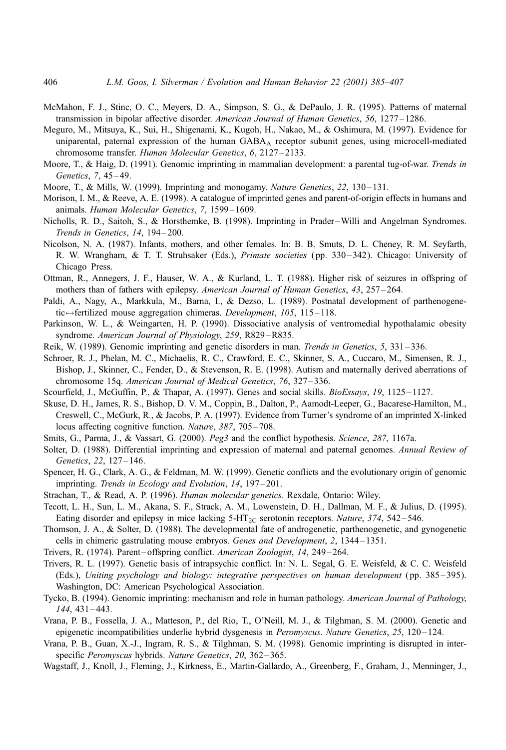McMahon, F. J., Stinc, O. C., Meyers, D. A., Simpson, S. G., & DePaulo, J. R. (1995). Patterns of maternal transmission in bipolar affective disorder. *American Journal of Human Genetics*, *56*, 1277–1286.

Meguro, M., Mitsuya, K., Sui, H., Shigenami, K., Kugoh, H., Nakao, M., & Oshimura, M. (1997). Evidence for uniparental, paternal expression of the human $GABA_A$ receptor subunit genes, using microcell-mediated chromosome transfer. *Human Molecular Genetics*, *6*, 2127–2133.

Moore, T., & Haig, D. (1991). Genomic imprinting in mammalian development: a parental tug-of-war. *Trends in Genetics*, *7*, 45–49.

Moore, T., & Mills, W. (1999). Imprinting and monogamy. *Nature Genetics*, *22*, 130–131.

Morison, I. M., & Reeve, A. E. (1998). A catalogue of imprinted genes and parent-of-origin effects in humans and animals. *Human Molecular Genetics*, *7*, 1599–1609.

Nicholls, R. D., Saitoh, S., & Horsthemke, B. (1998). Imprinting in Prader–Willi and Angelman Syndromes. *Trends in Genetics*, *14*, 194–200.

Nicolson, N. A. (1987). Infants, mothers, and other females. In: B. B. Smuts, D. L. Cheney, R. M. Seyfarth, R. W. Wrangham, & T. T. Struhsaker (Eds.), *Primate societies* (pp. 330–342). Chicago: University of Chicago Press.

Ottman, R., Annegers, J. F., Hauser, W. A., & Kurland, L. T. (1988). Higher risk of seizures in offspring of mothers than of fathers with epilepsy. *American Journal of Human Genetics*, *43*, 257–264.

Paldi, A., Nagy, A., Markkula, M., Barna, I., & Dezso, L. (1989). Postnatal development of parthenogenetic↔fertilized mouse aggregation chimeras. *Development*, *105*, 115–118.

Parkinson, W. L., & Weingarten, H. P. (1990). Dissociative analysis of ventromedial hypothalamic obesity syndrome. *American Journal of Physiology*, *259*, R829–R835.

Reik, W. (1989). Genomic imprinting and genetic disorders in man. *Trends in Genetics*, *5*, 331–336.

Schroer, R. J., Phelan, M. C., Michaelis, R. C., Crawford, E. C., Skinner, S. A., Cuccaro, M., Simensen, R. J., Bishop, J., Skinner, C., Fender, D., & Stevenson, R. E. (1998). Autism and maternally derived aberrations of chromosome 15q. *American Journal of Medical Genetics*, *76*, 327–336.

Scourfield, J., McGuffin, P., & Thapar, A. (1997). Genes and social skills. *BioEssays*, *19*, 1125–1127.

Skuse, D. H., James, R. S., Bishop, D. V. M., Coppin, B., Dalton, P., Aamodt-Leeper, G., Bacarese-Hamilton, M., Creswell, C., McGurk, R., & Jacobs, P. A. (1997). Evidence from Turner's syndrome of an imprinted X-linked locus affecting cognitive function. *Nature*, *387*, 705–708.

Smits, G., Parma, J., & Vassart, G. (2000). *Peg3* and the conflict hypothesis. *Science*, *287*, 1167a.

Solter, D. (1988). Differential imprinting and expression of maternal and paternal genomes. *Annual Review of Genetics*, *22*, 127–146.

Spencer, H. G., Clark, A. G., & Feldman, M. W. (1999). Genetic conflicts and the evolutionary origin of genomic imprinting. *Trends in Ecology and Evolution*, *14*, 197–201.

Strachan, T., & Read, A. P. (1996). *Human molecular genetics*. Rexdale, Ontario: Wiley.

Tecott, L. H., Sun, L. M., Akana, S. F., Strack, A. M., Lowenstein, D. H., Dallman, M. F., & Julius, D. (1995). Eating disorder and epilepsy in mice lacking $5\text{-HT}_{2C}$ serotonin receptors. *Nature*, *374*, 542–546.

Thomson, J. A., & Solter, D. (1988). The developmental fate of androgenetic, parthenogenetic, and gynogenetic cells in chimeric gastrulating mouse embryos. *Genes and Development*, *2*, 1344–1351.

Trivers, R. (1974). Parent–offspring conflict. *American Zoologist*, *14*, 249–264.

Trivers, R. L. (1997). Genetic basis of intrapsychic conflict. In: N. L. Segal, G. E. Weisfeld, & C. C. Weisfeld (Eds.), *Uniting psychology and biology: integrative perspectives on human development* (pp. 385–395). Washington, DC: American Psychological Association.

Tycko, B. (1994). Genomic imprinting: mechanism and role in human pathology. *American Journal of Pathology*, *144*, 431–443.

Vrana, P. B., Fossella, J. A., Matteson, P., del Rio, T., O'Neill, M. J., & Tilghman, S. M. (2000). Genetic and epigenetic incompatibilities underlie hybrid dysgenesis in *Peromyscus*. *Nature Genetics*, *25*, 120–124.

Vrana, P. B., Guan, X.-J., Ingram, R. S., & Tilghman, S. M. (1998). Genomic imprinting is disrupted in interspecific *Peromyscus* hybrids. *Nature Genetics*, *20*, 362–365.

Wagstaff, J., Knoll, J., Fleming, J., Kirkness, E., Martin-Gallardo, A., Greenberg, F., Graham, J., Menninger, J.,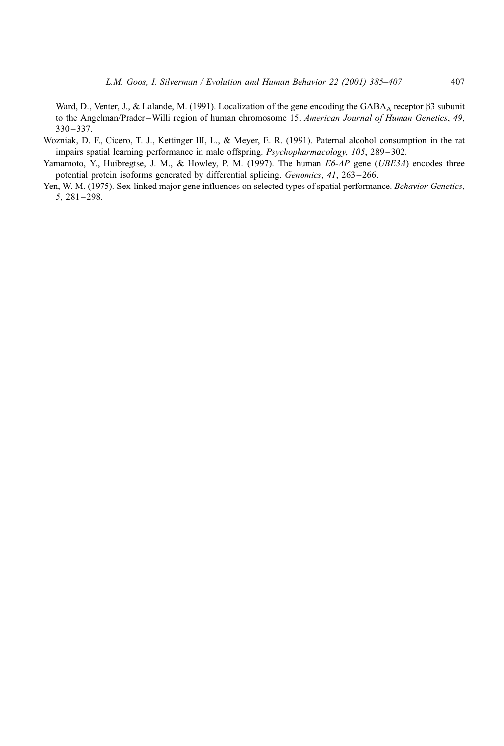Ward, D., Venter, J., & Lalande, M. (1991). Localization of the gene encoding the $GABA_A$ receptor β3 subunit to the Angelman/Prader–Willi region of human chromosome 15. *American Journal of Human Genetics*, *49*, 330–337.

Wozniak, D. F., Cicero, T. J., Kettinger III, L., & Meyer, E. R. (1991). Paternal alcohol consumption in the rat impairs spatial learning performance in male offspring. *Psychopharmacology*, *105*, 289–302.

Yamamoto, Y., Huibregtse, J. M., & Howley, P. M. (1997). The human *E6-AP* gene (*UBE3A*) encodes three potential protein isoforms generated by differential splicing. *Genomics*, *41*, 263–266.

Yen, W. M. (1975). Sex-linked major gene influences on selected types of spatial performance. *Behavior Genetics*, *5*, 281–298.